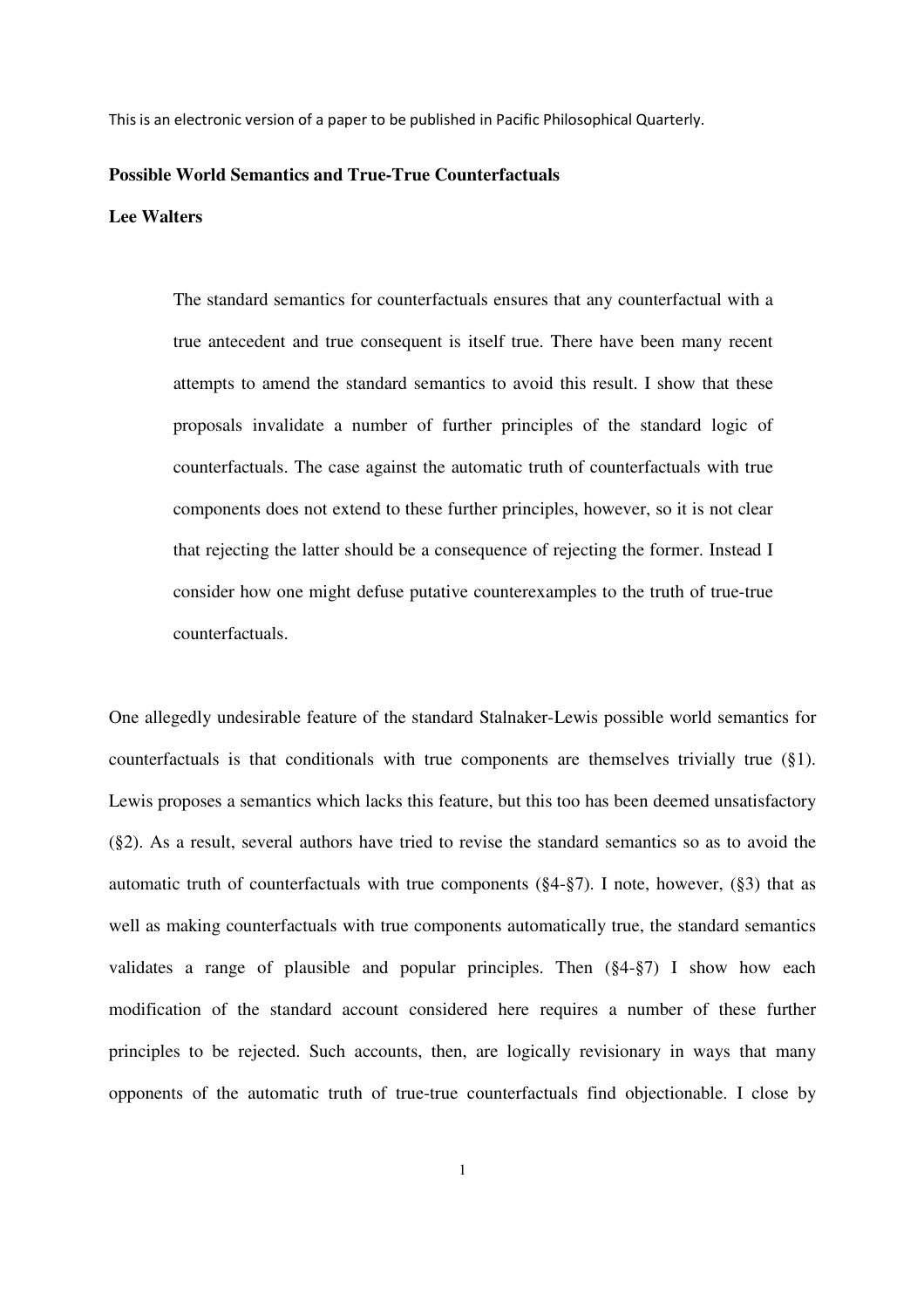This is an electronic version of a paper to be published in Pacific Philosophical Quarterly.

**Possible World Semantics and True-True Counterfactuals**

**Lee Walters**

> The standard semantics for counterfactuals ensures that any counterfactual with a true antecedent and true consequent is itself true. There have been many recent attempts to amend the standard semantics to avoid this result. I show that these proposals invalidate a number of further principles of the standard logic of counterfactuals. The case against the automatic truth of counterfactuals with true components does not extend to these further principles, however, so it is not clear that rejecting the latter should be a consequence of rejecting the former. Instead I consider how one might defuse putative counterexamples to the truth of true-true counterfactuals.

One allegedly undesirable feature of the standard Stalnaker-Lewis possible world semantics for counterfactuals is that conditionals with true components are themselves trivially true (§1). Lewis proposes a semantics which lacks this feature, but this too has been deemed unsatisfactory (§2). As a result, several authors have tried to revise the standard semantics so as to avoid the automatic truth of counterfactuals with true components (§4-§7). I note, however, (§3) that as well as making counterfactuals with true components automatically true, the standard semantics validates a range of plausible and popular principles. Then (§4-§7) I show how each modification of the standard account considered here requires a number of these further principles to be rejected. Such accounts, then, are logically revisionary in ways that many opponents of the automatic truth of true-true counterfactuals find objectionable. I close by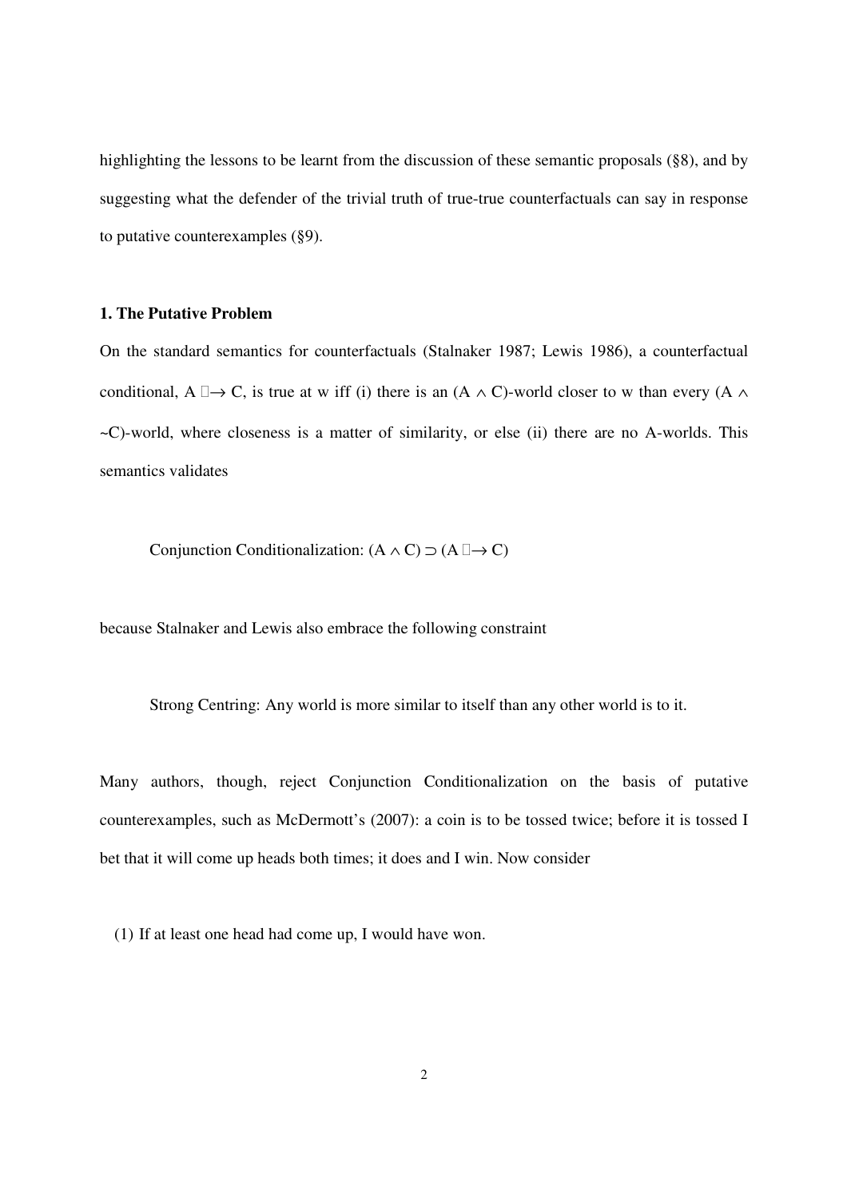highlighting the lessons to be learnt from the discussion of these semantic proposals (§8), and by suggesting what the defender of the trivial truth of true-true counterfactuals can say in response to putative counterexamples (§9).

## 1. The Putative Problem

On the standard semantics for counterfactuals (Stalnaker 1987; Lewis 1986), a counterfactual conditional, $A \Box\!\!\rightarrow C$, is true at w iff (i) there is an $(A \wedge C)$-world closer to w than every $(A \wedge \sim C)$-world, where closeness is a matter of similarity, or else (ii) there are no A-worlds. This semantics validates

> Conjunction Conditionalization: $(A \wedge C) \supset (A \Box\!\!\rightarrow C)$

because Stalnaker and Lewis also embrace the following constraint

> Strong Centring: Any world is more similar to itself than any other world is to it.

Many authors, though, reject Conjunction Conditionalization on the basis of putative counterexamples, such as McDermott's (2007): a coin is to be tossed twice; before it is tossed I bet that it will come up heads both times; it does and I win. Now consider

(1) If at least one head had come up, I would have won.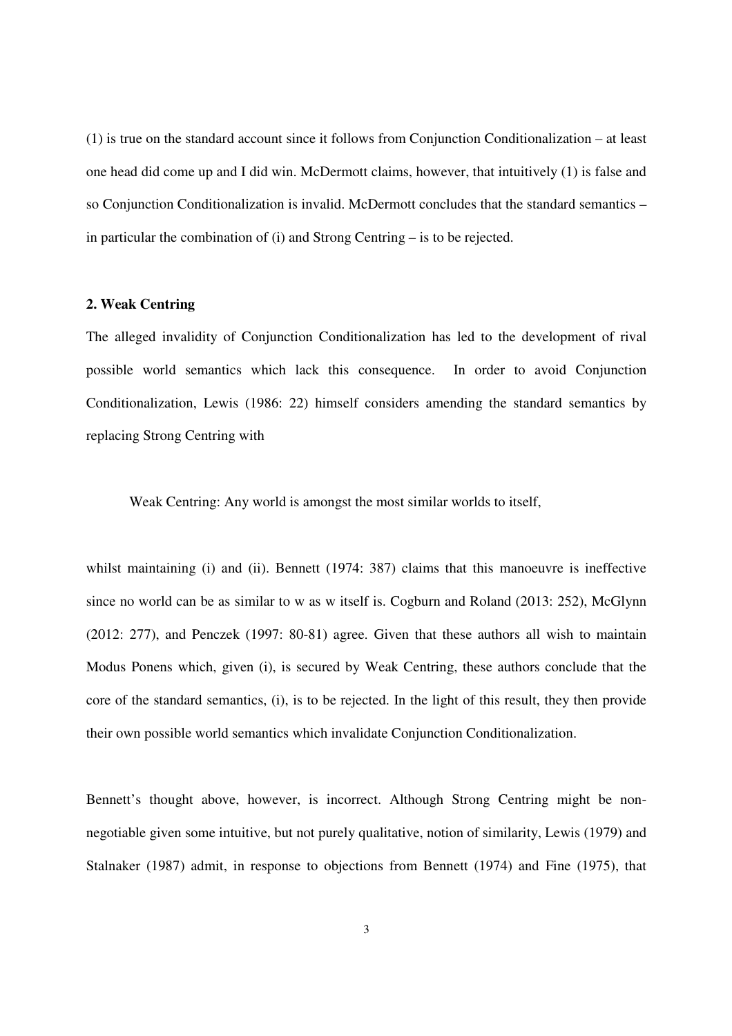(1) is true on the standard account since it follows from Conjunction Conditionalization – at least one head did come up and I did win. McDermott claims, however, that intuitively (1) is false and so Conjunction Conditionalization is invalid. McDermott concludes that the standard semantics – in particular the combination of (i) and Strong Centring – is to be rejected.

**2. Weak Centring**

The alleged invalidity of Conjunction Conditionalization has led to the development of rival possible world semantics which lack this consequence. In order to avoid Conjunction Conditionalization, Lewis (1986: 22) himself considers amending the standard semantics by replacing Strong Centring with

> Weak Centring: Any world is amongst the most similar worlds to itself,

whilst maintaining (i) and (ii). Bennett (1974: 387) claims that this manoeuvre is ineffective since no world can be as similar to w as w itself is. Cogburn and Roland (2013: 252), McGlynn (2012: 277), and Penczek (1997: 80-81) agree. Given that these authors all wish to maintain Modus Ponens which, given (i), is secured by Weak Centring, these authors conclude that the core of the standard semantics, (i), is to be rejected. In the light of this result, they then provide their own possible world semantics which invalidate Conjunction Conditionalization.

Bennett's thought above, however, is incorrect. Although Strong Centring might be non-negotiable given some intuitive, but not purely qualitative, notion of similarity, Lewis (1979) and Stalnaker (1987) admit, in response to objections from Bennett (1974) and Fine (1975), that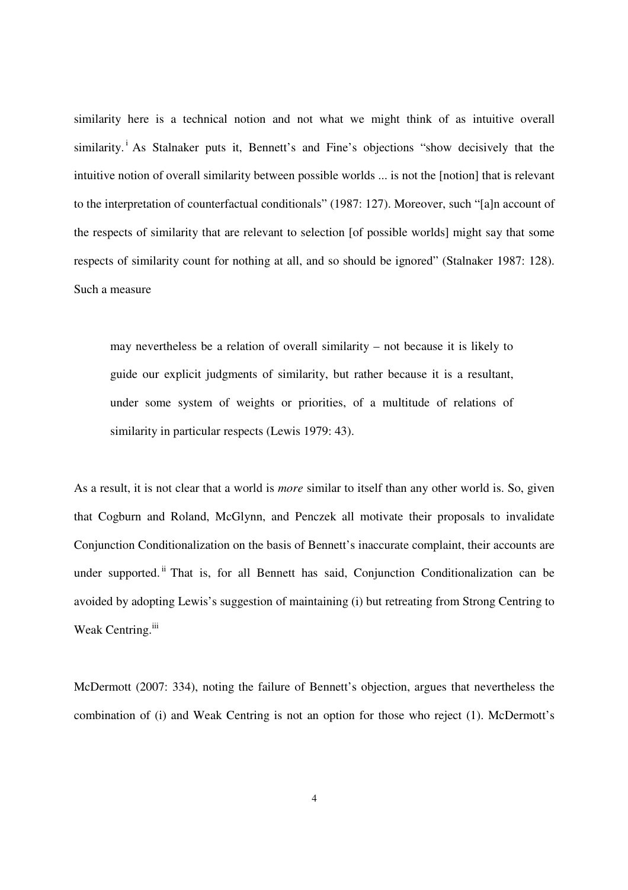similarity here is a technical notion and not what we might think of as intuitive overall similarity.[i] As Stalnaker puts it, Bennett's and Fine's objections "show decisively that the intuitive notion of overall similarity between possible worlds ... is not the [notion] that is relevant to the interpretation of counterfactual conditionals" (1987: 127). Moreover, such "[a]n account of the respects of similarity that are relevant to selection [of possible worlds] might say that some respects of similarity count for nothing at all, and so should be ignored" (Stalnaker 1987: 128). Such a measure

> may nevertheless be a relation of overall similarity – not because it is likely to guide our explicit judgments of similarity, but rather because it is a resultant, under some system of weights or priorities, of a multitude of relations of similarity in particular respects (Lewis 1979: 43).

As a result, it is not clear that a world is *more* similar to itself than any other world is. So, given that Cogburn and Roland, McGlynn, and Penczek all motivate their proposals to invalidate Conjunction Conditionalization on the basis of Bennett's inaccurate complaint, their accounts are under supported.[ii] That is, for all Bennett has said, Conjunction Conditionalization can be avoided by adopting Lewis's suggestion of maintaining (i) but retreating from Strong Centring to Weak Centring.[iii]

McDermott (2007: 334), noting the failure of Bennett's objection, argues that nevertheless the combination of (i) and Weak Centring is not an option for those who reject (1). McDermott's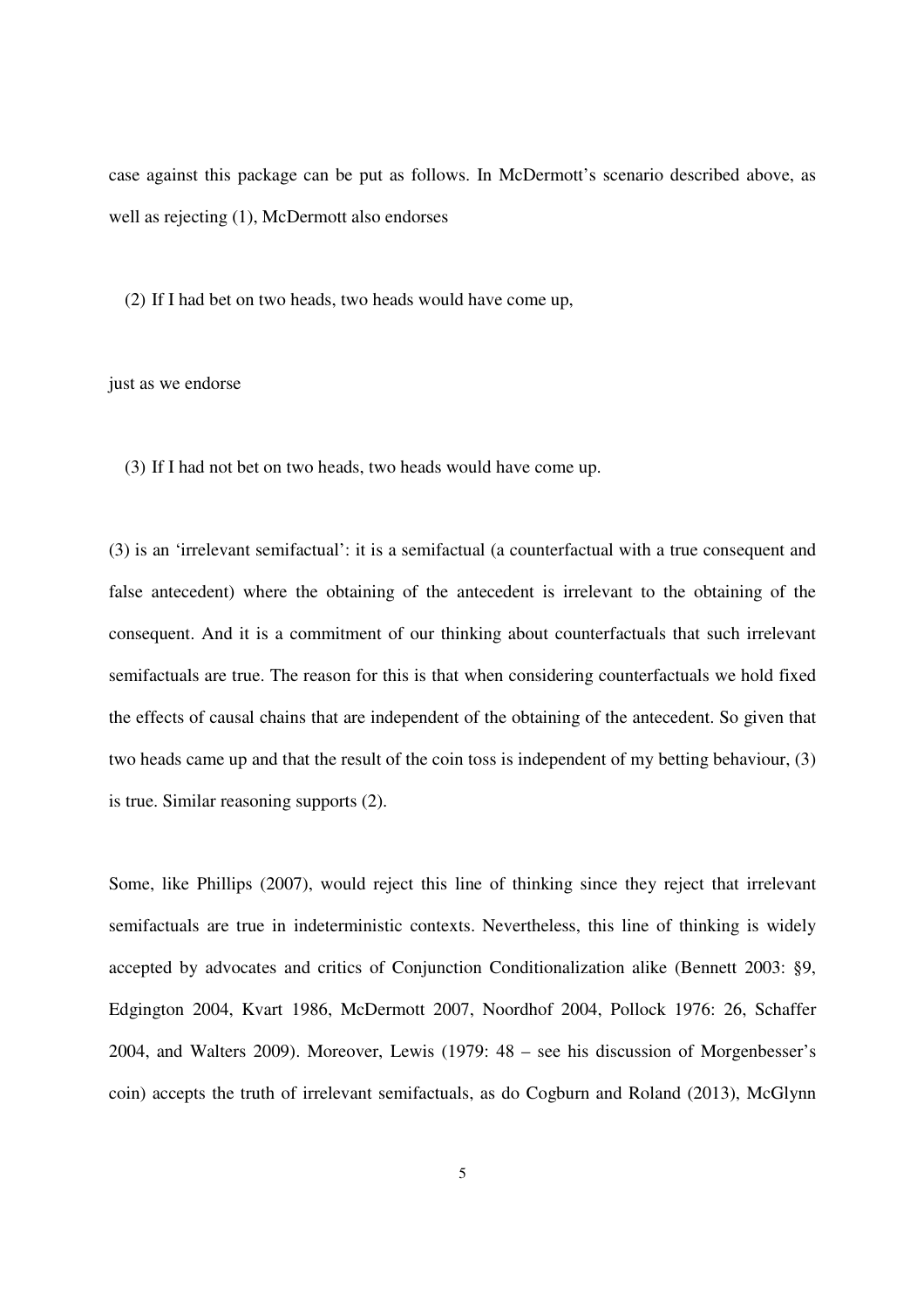case against this package can be put as follows. In McDermott's scenario described above, as well as rejecting (1), McDermott also endorses

(2) If I had bet on two heads, two heads would have come up,

just as we endorse

(3) If I had not bet on two heads, two heads would have come up.

(3) is an 'irrelevant semifactual': it is a semifactual (a counterfactual with a true consequent and false antecedent) where the obtaining of the antecedent is irrelevant to the obtaining of the consequent. And it is a commitment of our thinking about counterfactuals that such irrelevant semifactuals are true. The reason for this is that when considering counterfactuals we hold fixed the effects of causal chains that are independent of the obtaining of the antecedent. So given that two heads came up and that the result of the coin toss is independent of my betting behaviour, (3) is true. Similar reasoning supports (2).

Some, like Phillips (2007), would reject this line of thinking since they reject that irrelevant semifactuals are true in indeterministic contexts. Nevertheless, this line of thinking is widely accepted by advocates and critics of Conjunction Conditionalization alike (Bennett 2003: §9, Edgington 2004, Kvart 1986, McDermott 2007, Noordhof 2004, Pollock 1976: 26, Schaffer 2004, and Walters 2009). Moreover, Lewis (1979: 48 – see his discussion of Morgenbesser's coin) accepts the truth of irrelevant semifactuals, as do Cogburn and Roland (2013), McGlynn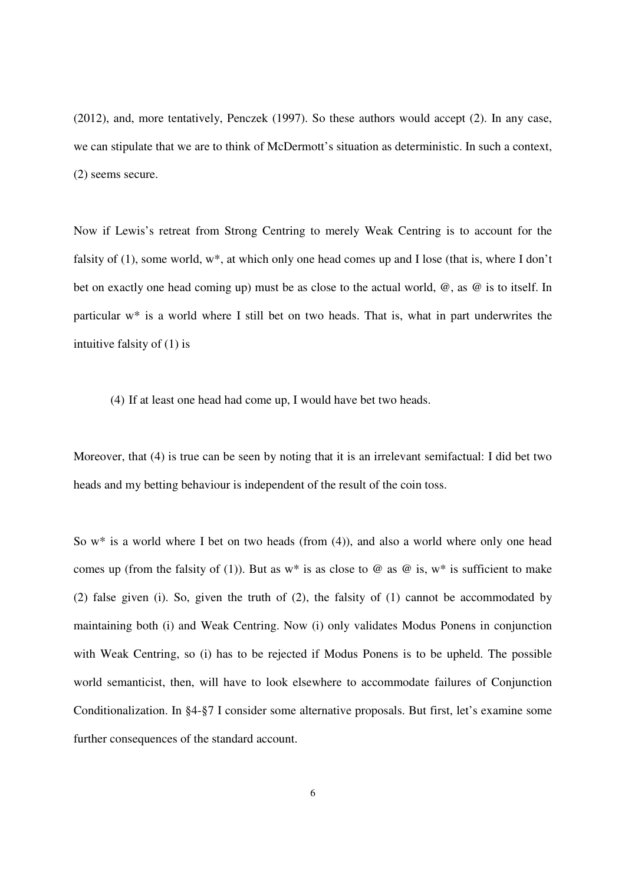(2012), and, more tentatively, Penczek (1997). So these authors would accept (2). In any case, we can stipulate that we are to think of McDermott's situation as deterministic. In such a context, (2) seems secure.

Now if Lewis's retreat from Strong Centring to merely Weak Centring is to account for the falsity of (1), some world, w*, at which only one head comes up and I lose (that is, where I don't bet on exactly one head coming up) must be as close to the actual world, @, as @ is to itself. In particular w* is a world where I still bet on two heads. That is, what in part underwrites the intuitive falsity of (1) is

> (4) If at least one head had come up, I would have bet two heads.

Moreover, that (4) is true can be seen by noting that it is an irrelevant semifactual: I did bet two heads and my betting behaviour is independent of the result of the coin toss.

So w* is a world where I bet on two heads (from (4)), and also a world where only one head comes up (from the falsity of (1)). But as w* is as close to @ as @ is, w* is sufficient to make (2) false given (i). So, given the truth of (2), the falsity of (1) cannot be accommodated by maintaining both (i) and Weak Centring. Now (i) only validates Modus Ponens in conjunction with Weak Centring, so (i) has to be rejected if Modus Ponens is to be upheld. The possible world semanticist, then, will have to look elsewhere to accommodate failures of Conjunction Conditionalization. In §4-§7 I consider some alternative proposals. But first, let's examine some further consequences of the standard account.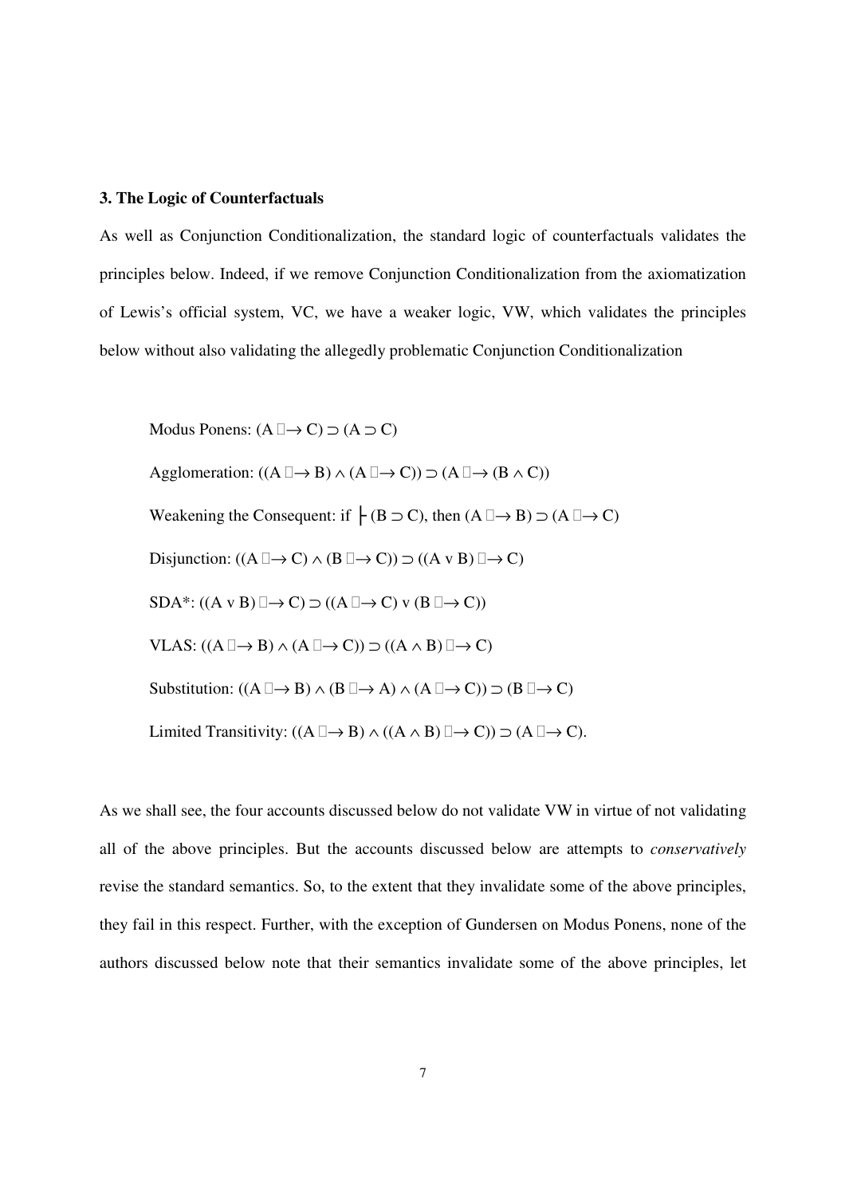### 3. The Logic of Counterfactuals

As well as Conjunction Conditionalization, the standard logic of counterfactuals validates the principles below. Indeed, if we remove Conjunction Conditionalization from the axiomatization of Lewis's official system, VC, we have a weaker logic, VW, which validates the principles below without also validating the allegedly problematic Conjunction Conditionalization

Modus Ponens: $(A \mathbin{\Box\!\!\rightarrow} C) \supset (A \supset C)$

Agglomeration: $((A \mathbin{\Box\!\!\rightarrow} B) \wedge (A \mathbin{\Box\!\!\rightarrow} C)) \supset (A \mathbin{\Box\!\!\rightarrow} (B \wedge C))$

Weakening the Consequent: if $\vdash (B \supset C)$, then $(A \mathbin{\Box\!\!\rightarrow} B) \supset (A \mathbin{\Box\!\!\rightarrow} C)$

Disjunction: $((A \mathbin{\Box\!\!\rightarrow} C) \wedge (B \mathbin{\Box\!\!\rightarrow} C)) \supset ((A \vee B) \mathbin{\Box\!\!\rightarrow} C)$

SDA*: $((A \vee B) \mathbin{\Box\!\!\rightarrow} C) \supset ((A \mathbin{\Box\!\!\rightarrow} C) \vee (B \mathbin{\Box\!\!\rightarrow} C))$

VLAS: $((A \mathbin{\Box\!\!\rightarrow} B) \wedge (A \mathbin{\Box\!\!\rightarrow} C)) \supset ((A \wedge B) \mathbin{\Box\!\!\rightarrow} C)$

Substitution: $((A \mathbin{\Box\!\!\rightarrow} B) \wedge (B \mathbin{\Box\!\!\rightarrow} A) \wedge (A \mathbin{\Box\!\!\rightarrow} C)) \supset (B \mathbin{\Box\!\!\rightarrow} C)$

Limited Transitivity: $((A \mathbin{\Box\!\!\rightarrow} B) \wedge ((A \wedge B) \mathbin{\Box\!\!\rightarrow} C)) \supset (A \mathbin{\Box\!\!\rightarrow} C)$.

As we shall see, the four accounts discussed below do not validate VW in virtue of not validating all of the above principles. But the accounts discussed below are attempts to *conservatively* revise the standard semantics. So, to the extent that they invalidate some of the above principles, they fail in this respect. Further, with the exception of Gundersen on Modus Ponens, none of the authors discussed below note that their semantics invalidate some of the above principles, let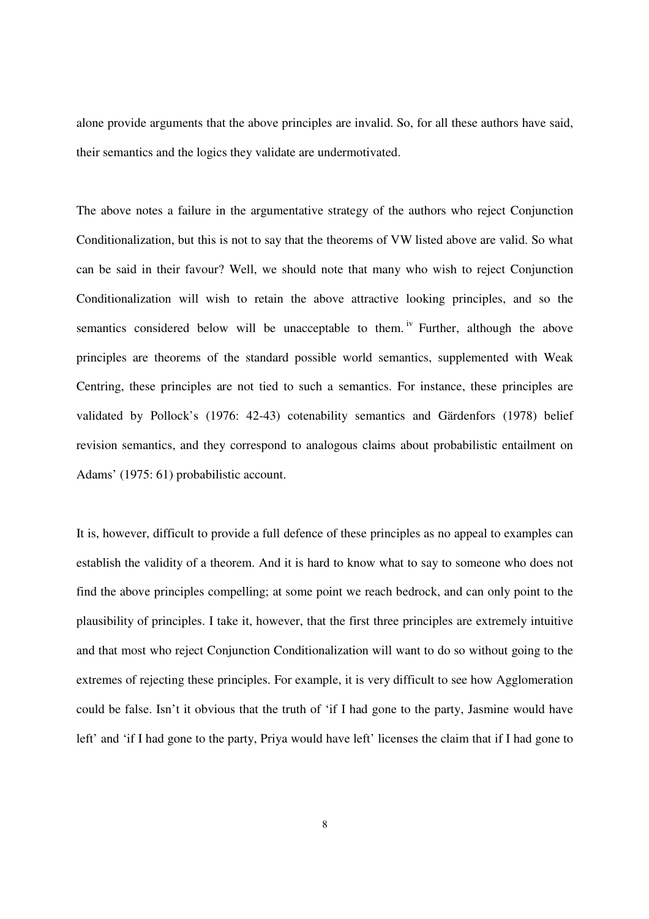alone provide arguments that the above principles are invalid. So, for all these authors have said, their semantics and the logics they validate are undermotivated.

The above notes a failure in the argumentative strategy of the authors who reject Conjunction Conditionalization, but this is not to say that the theorems of VW listed above are valid. So what can be said in their favour? Well, we should note that many who wish to reject Conjunction Conditionalization will wish to retain the above attractive looking principles, and so the semantics considered below will be unacceptable to them.[iv] Further, although the above principles are theorems of the standard possible world semantics, supplemented with Weak Centring, these principles are not tied to such a semantics. For instance, these principles are validated by Pollock's (1976: 42-43) cotenability semantics and Gärdenfors (1978) belief revision semantics, and they correspond to analogous claims about probabilistic entailment on Adams' (1975: 61) probabilistic account.

It is, however, difficult to provide a full defence of these principles as no appeal to examples can establish the validity of a theorem. And it is hard to know what to say to someone who does not find the above principles compelling; at some point we reach bedrock, and can only point to the plausibility of principles. I take it, however, that the first three principles are extremely intuitive and that most who reject Conjunction Conditionalization will want to do so without going to the extremes of rejecting these principles. For example, it is very difficult to see how Agglomeration could be false. Isn't it obvious that the truth of 'if I had gone to the party, Jasmine would have left' and 'if I had gone to the party, Priya would have left' licenses the claim that if I had gone to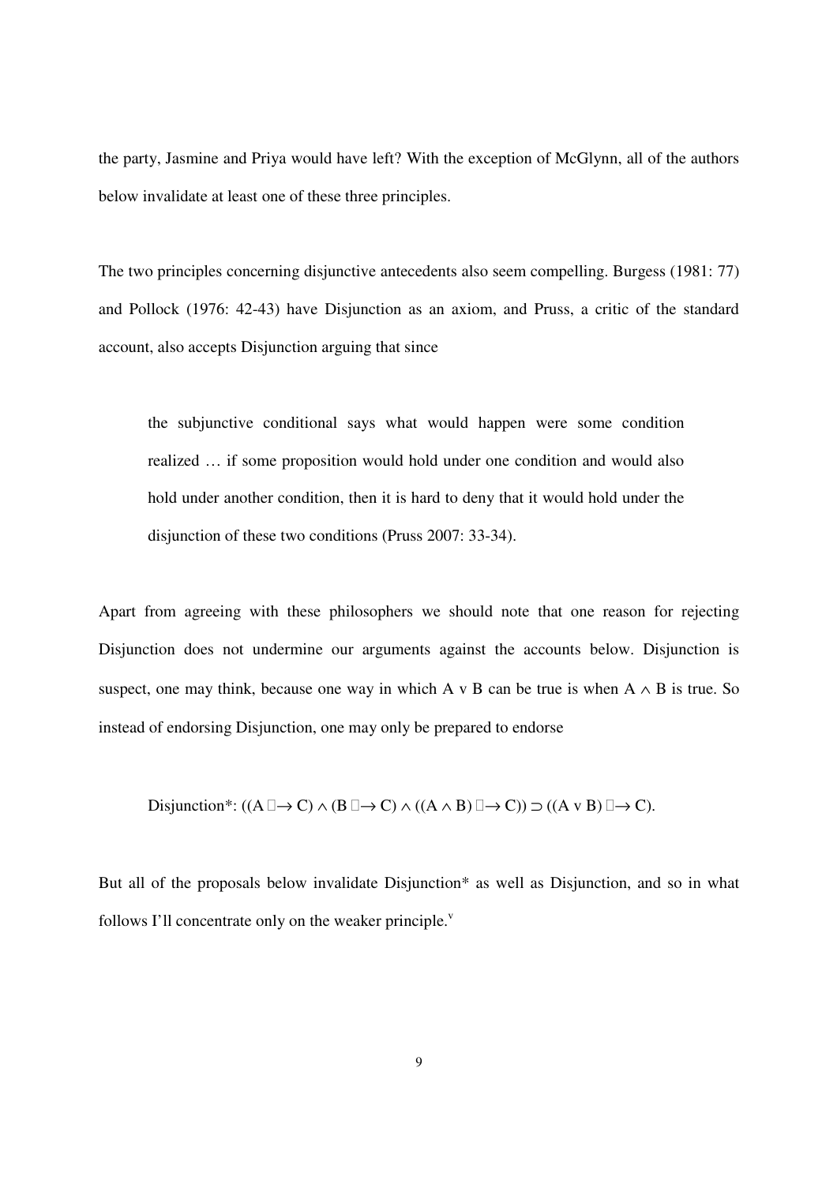the party, Jasmine and Priya would have left? With the exception of McGlynn, all of the authors below invalidate at least one of these three principles.

The two principles concerning disjunctive antecedents also seem compelling. Burgess (1981: 77) and Pollock (1976: 42-43) have Disjunction as an axiom, and Pruss, a critic of the standard account, also accepts Disjunction arguing that since

> the subjunctive conditional says what would happen were some condition realized … if some proposition would hold under one condition and would also hold under another condition, then it is hard to deny that it would hold under the disjunction of these two conditions (Pruss 2007: 33-34).

Apart from agreeing with these philosophers we should note that one reason for rejecting Disjunction does not undermine our arguments against the accounts below. Disjunction is suspect, one may think, because one way in which $A \vee B$ can be true is when $A \wedge B$ is true. So instead of endorsing Disjunction, one may only be prepared to endorse

$$\text{Disjunction*: } ((A \Box\!\!\rightarrow C) \wedge (B \Box\!\!\rightarrow C) \wedge ((A \wedge B) \Box\!\!\rightarrow C)) \supset ((A \vee B) \Box\!\!\rightarrow C).$$

But all of the proposals below invalidate Disjunction* as well as Disjunction, and so in what follows I'll concentrate only on the weaker principle.[v]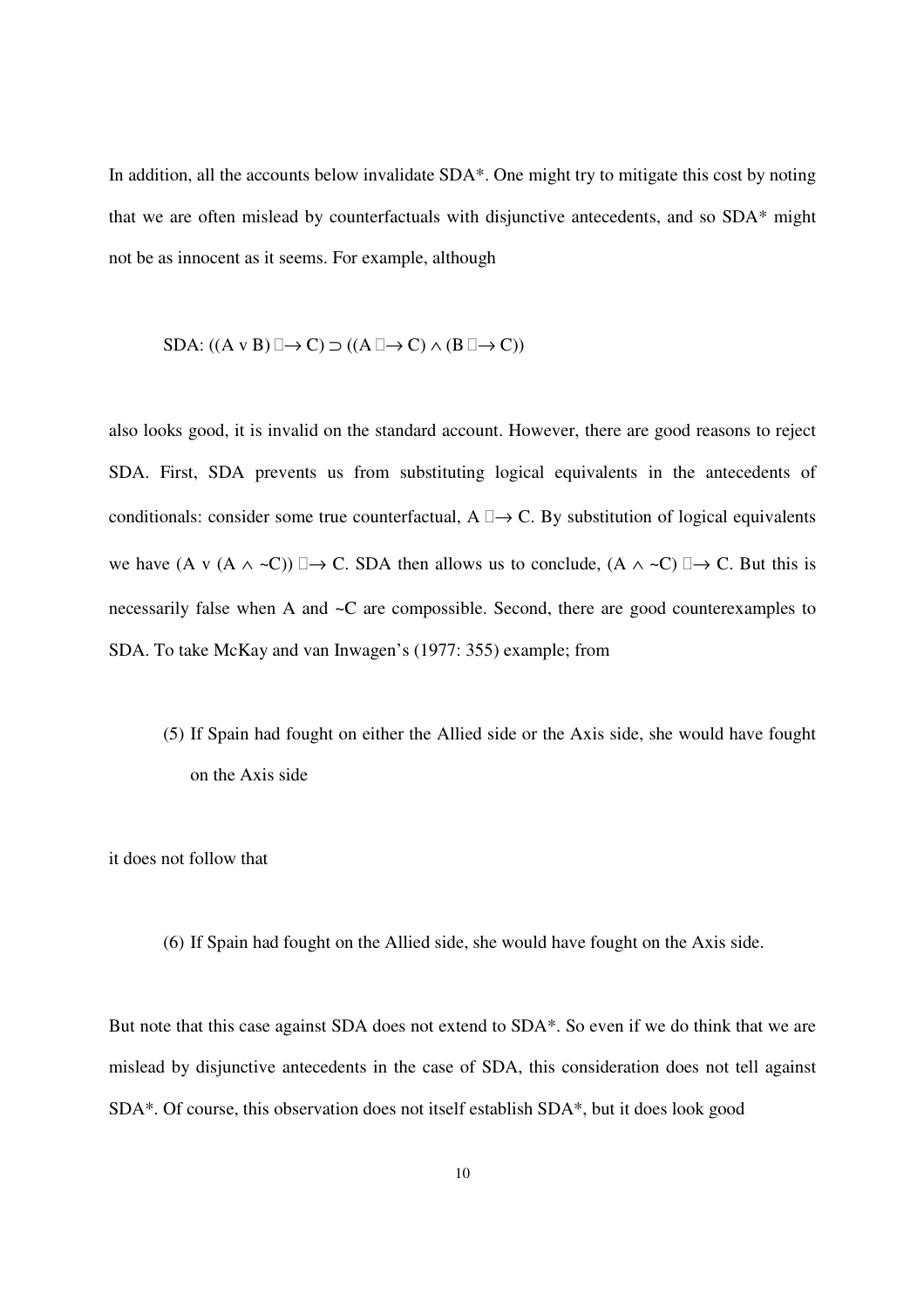In addition, all the accounts below invalidate SDA*. One might try to mitigate this cost by noting that we are often mislead by counterfactuals with disjunctive antecedents, and so SDA* might not be as innocent as it seems. For example, although

SDA: $((A \vee B) \Box\!\!\rightarrow C) \supset ((A \Box\!\!\rightarrow C) \wedge (B \Box\!\!\rightarrow C))$

also looks good, it is invalid on the standard account. However, there are good reasons to reject SDA. First, SDA prevents us from substituting logical equivalents in the antecedents of conditionals: consider some true counterfactual, $A \Box\!\!\rightarrow C$. By substitution of logical equivalents we have $(A \vee (A \wedge {\sim}C)) \Box\!\!\rightarrow C$. SDA then allows us to conclude, $(A \wedge {\sim}C) \Box\!\!\rightarrow C$. But this is necessarily false when A and ~C are compossible. Second, there are good counterexamples to SDA. To take McKay and van Inwagen's (1977: 355) example; from

(5) If Spain had fought on either the Allied side or the Axis side, she would have fought on the Axis side

it does not follow that

(6) If Spain had fought on the Allied side, she would have fought on the Axis side.

But note that this case against SDA does not extend to SDA*. So even if we do think that we are mislead by disjunctive antecedents in the case of SDA, this consideration does not tell against SDA*. Of course, this observation does not itself establish SDA*, but it does look good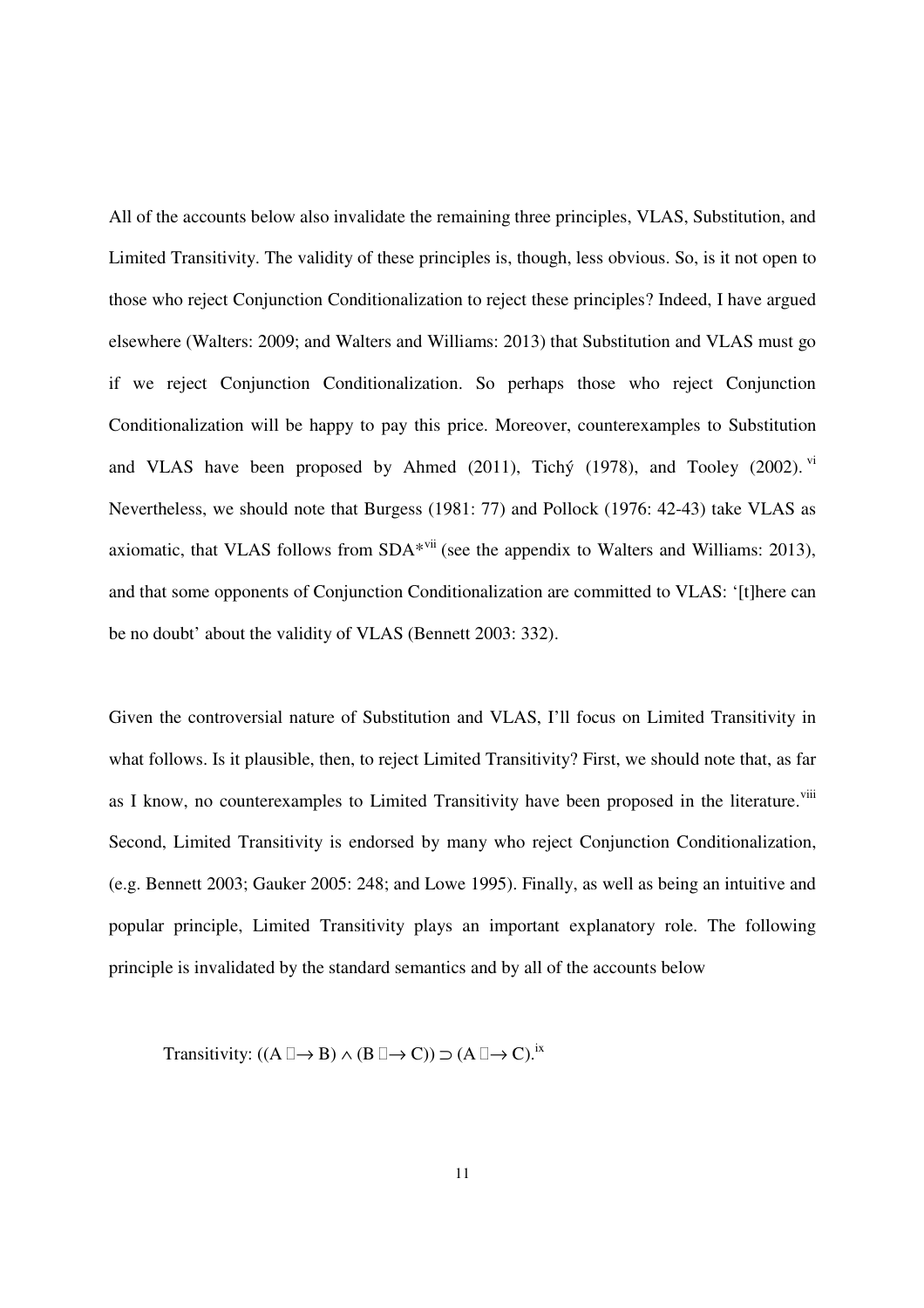All of the accounts below also invalidate the remaining three principles, VLAS, Substitution, and Limited Transitivity. The validity of these principles is, though, less obvious. So, is it not open to those who reject Conjunction Conditionalization to reject these principles? Indeed, I have argued elsewhere (Walters: 2009; and Walters and Williams: 2013) that Substitution and VLAS must go if we reject Conjunction Conditionalization. So perhaps those who reject Conjunction Conditionalization will be happy to pay this price. Moreover, counterexamples to Substitution and VLAS have been proposed by Ahmed (2011), Tichý (1978), and Tooley (2002).[vi] Nevertheless, we should note that Burgess (1981: 77) and Pollock (1976: 42-43) take VLAS as axiomatic, that VLAS follows from SDA*[vii] (see the appendix to Walters and Williams: 2013), and that some opponents of Conjunction Conditionalization are committed to VLAS: '[t]here can be no doubt' about the validity of VLAS (Bennett 2003: 332).

Given the controversial nature of Substitution and VLAS, I'll focus on Limited Transitivity in what follows. Is it plausible, then, to reject Limited Transitivity? First, we should note that, as far as I know, no counterexamples to Limited Transitivity have been proposed in the literature.[viii] Second, Limited Transitivity is endorsed by many who reject Conjunction Conditionalization, (e.g. Bennett 2003; Gauker 2005: 248; and Lowe 1995). Finally, as well as being an intuitive and popular principle, Limited Transitivity plays an important explanatory role. The following principle is invalidated by the standard semantics and by all of the accounts below

Transitivity: $((A \mathbin{\Box\!\!\rightarrow} B) \wedge (B \mathbin{\Box\!\!\rightarrow} C)) \supset (A \mathbin{\Box\!\!\rightarrow} C)$.[ix]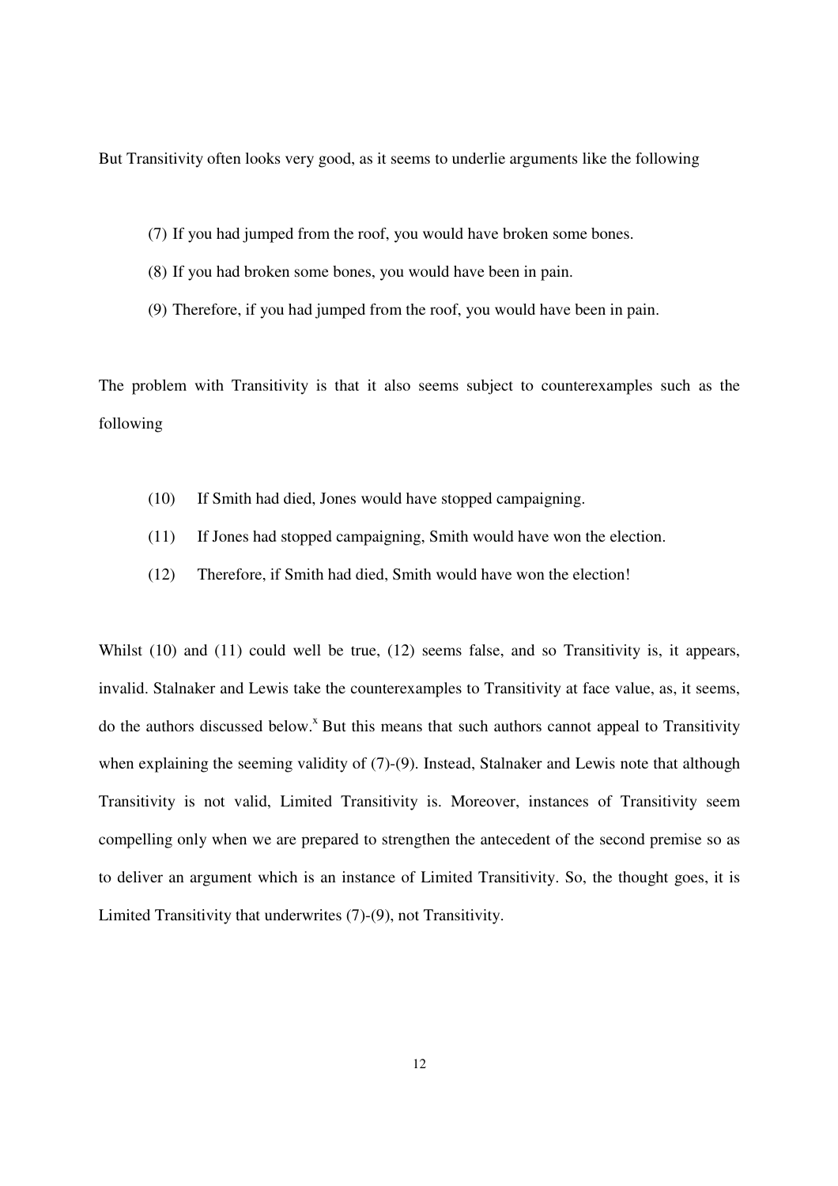But Transitivity often looks very good, as it seems to underlie arguments like the following

(7) If you had jumped from the roof, you would have broken some bones.

(8) If you had broken some bones, you would have been in pain.

(9) Therefore, if you had jumped from the roof, you would have been in pain.

The problem with Transitivity is that it also seems subject to counterexamples such as the following

(10) If Smith had died, Jones would have stopped campaigning.

(11) If Jones had stopped campaigning, Smith would have won the election.

(12) Therefore, if Smith had died, Smith would have won the election!

Whilst (10) and (11) could well be true, (12) seems false, and so Transitivity is, it appears, invalid. Stalnaker and Lewis take the counterexamples to Transitivity at face value, as, it seems, do the authors discussed below.[x] But this means that such authors cannot appeal to Transitivity when explaining the seeming validity of (7)-(9). Instead, Stalnaker and Lewis note that although Transitivity is not valid, Limited Transitivity is. Moreover, instances of Transitivity seem compelling only when we are prepared to strengthen the antecedent of the second premise so as to deliver an argument which is an instance of Limited Transitivity. So, the thought goes, it is Limited Transitivity that underwrites (7)-(9), not Transitivity.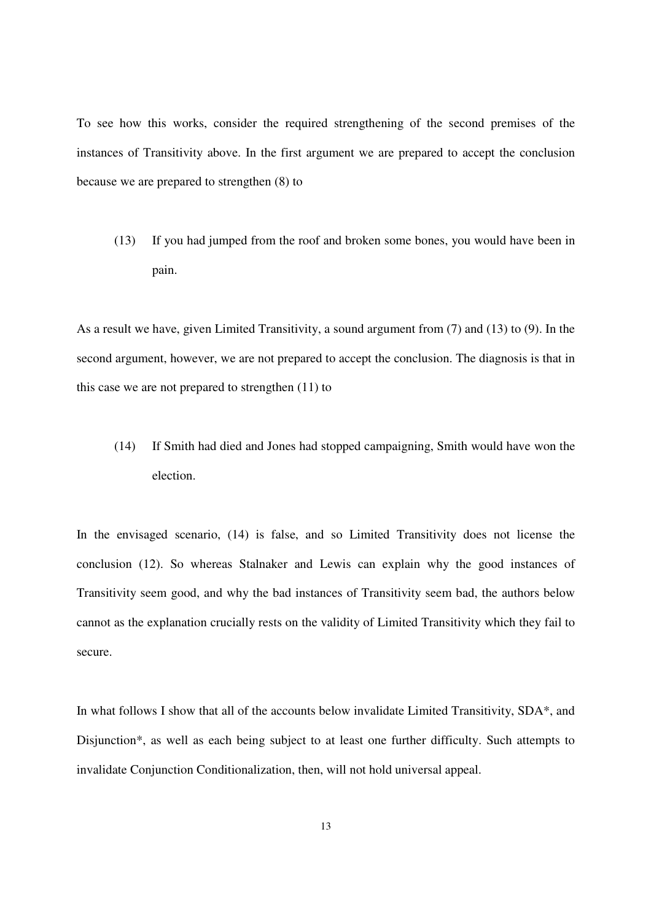To see how this works, consider the required strengthening of the second premises of the instances of Transitivity above. In the first argument we are prepared to accept the conclusion because we are prepared to strengthen (8) to

> (13) If you had jumped from the roof and broken some bones, you would have been in pain.

As a result we have, given Limited Transitivity, a sound argument from (7) and (13) to (9). In the second argument, however, we are not prepared to accept the conclusion. The diagnosis is that in this case we are not prepared to strengthen (11) to

> (14) If Smith had died and Jones had stopped campaigning, Smith would have won the election.

In the envisaged scenario, (14) is false, and so Limited Transitivity does not license the conclusion (12). So whereas Stalnaker and Lewis can explain why the good instances of Transitivity seem good, and why the bad instances of Transitivity seem bad, the authors below cannot as the explanation crucially rests on the validity of Limited Transitivity which they fail to secure.

In what follows I show that all of the accounts below invalidate Limited Transitivity, SDA*, and Disjunction*, as well as each being subject to at least one further difficulty. Such attempts to invalidate Conjunction Conditionalization, then, will not hold universal appeal.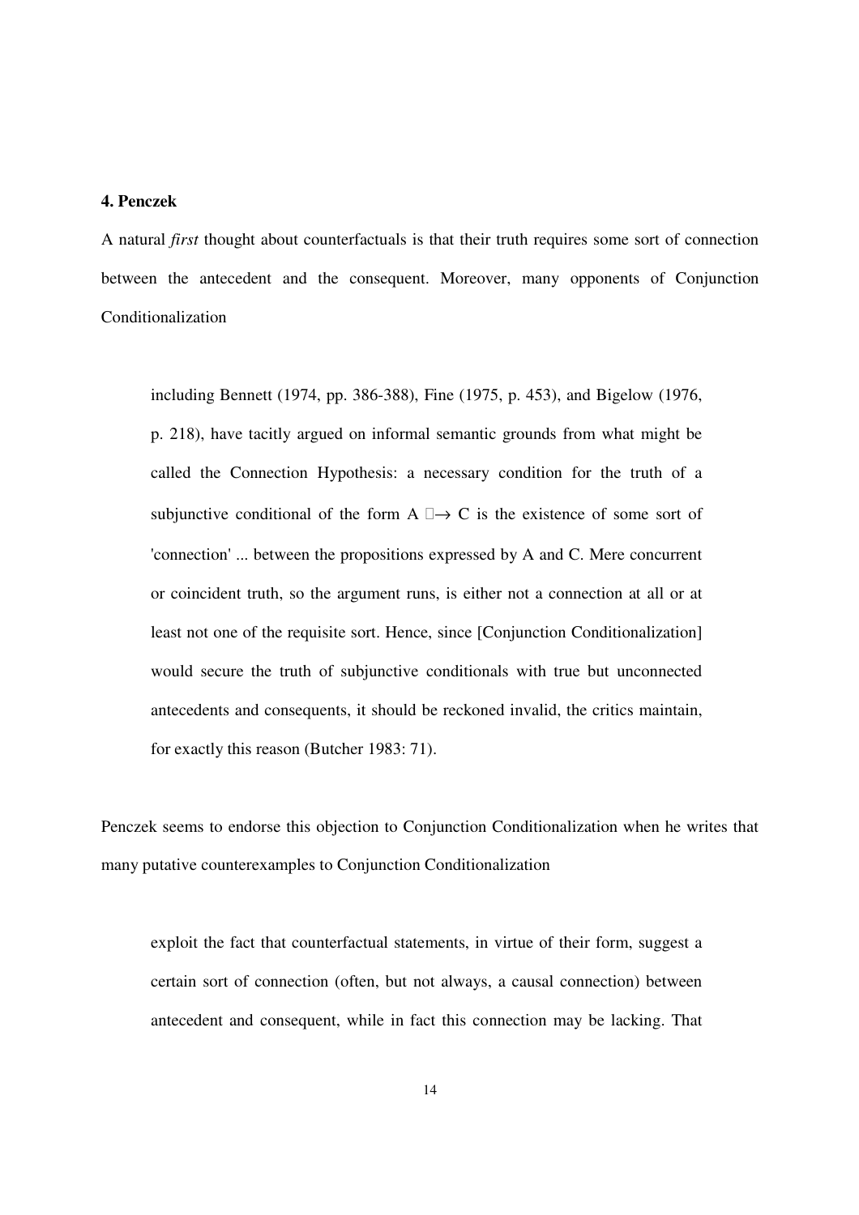**4. Penczek**

A natural *first* thought about counterfactuals is that their truth requires some sort of connection between the antecedent and the consequent. Moreover, many opponents of Conjunction Conditionalization

> including Bennett (1974, pp. 386-388), Fine (1975, p. 453), and Bigelow (1976, p. 218), have tacitly argued on informal semantic grounds from what might be called the Connection Hypothesis: a necessary condition for the truth of a subjunctive conditional of the form A □→ C is the existence of some sort of 'connection' ... between the propositions expressed by A and C. Mere concurrent or coincident truth, so the argument runs, is either not a connection at all or at least not one of the requisite sort. Hence, since [Conjunction Conditionalization] would secure the truth of subjunctive conditionals with true but unconnected antecedents and consequents, it should be reckoned invalid, the critics maintain, for exactly this reason (Butcher 1983: 71).

Penczek seems to endorse this objection to Conjunction Conditionalization when he writes that many putative counterexamples to Conjunction Conditionalization

> exploit the fact that counterfactual statements, in virtue of their form, suggest a certain sort of connection (often, but not always, a causal connection) between antecedent and consequent, while in fact this connection may be lacking. That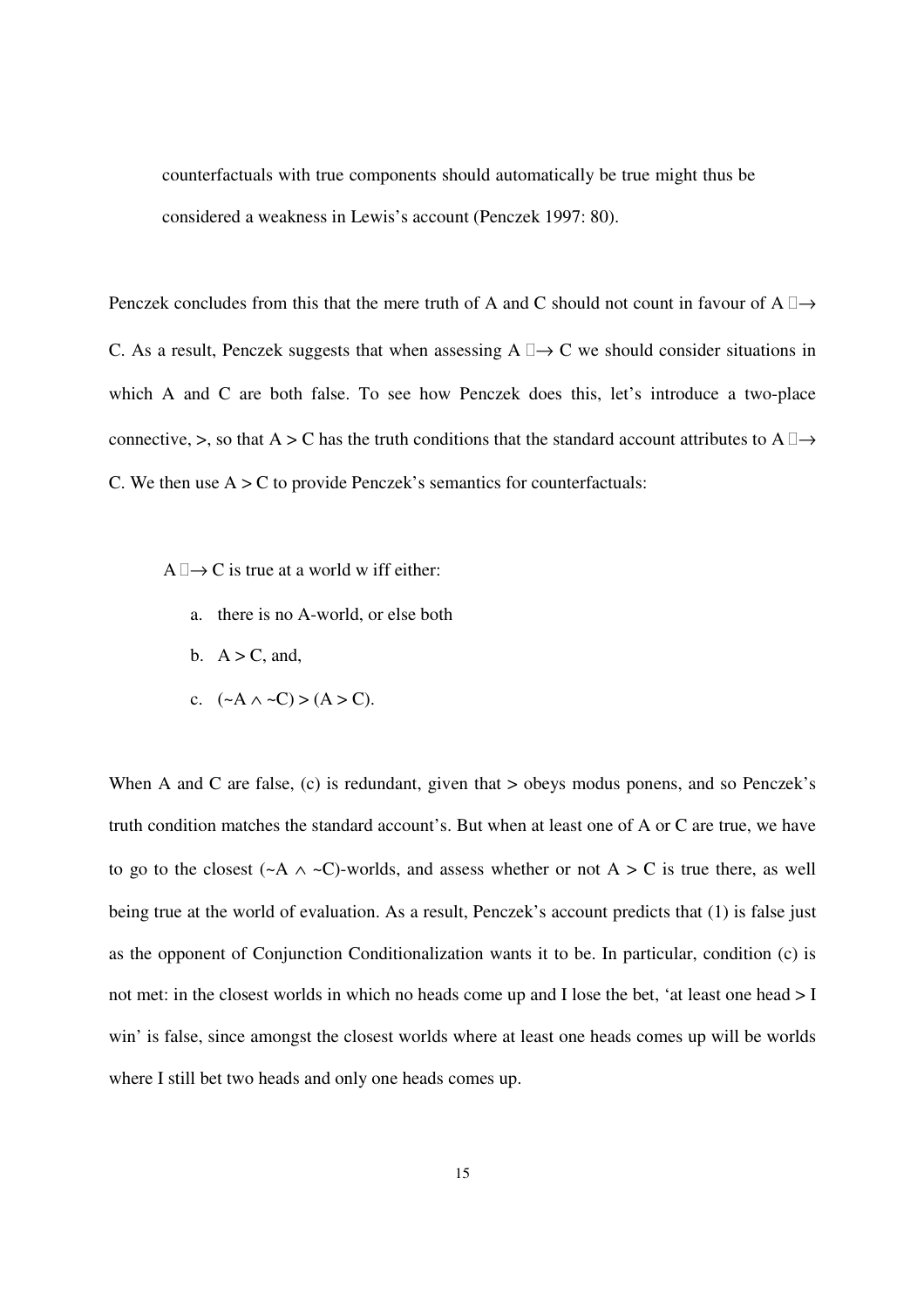counterfactuals with true components should automatically be true might thus be considered a weakness in Lewis's account (Penczek 1997: 80).

Penczek concludes from this that the mere truth of A and C should not count in favour of A □→ C. As a result, Penczek suggests that when assessing A □→ C we should consider situations in which A and C are both false. To see how Penczek does this, let's introduce a two-place connective, >, so that A > C has the truth conditions that the standard account attributes to A □→ C. We then use A > C to provide Penczek's semantics for counterfactuals:

A □→ C is true at a world w iff either:

a. there is no A-world, or else both
b. A > C, and,
c. $(\sim A \wedge \sim C) > (A > C)$.

When A and C are false, (c) is redundant, given that > obeys modus ponens, and so Penczek's truth condition matches the standard account's. But when at least one of A or C are true, we have to go to the closest $(\sim A \wedge \sim C)$-worlds, and assess whether or not A > C is true there, as well being true at the world of evaluation. As a result, Penczek's account predicts that (1) is false just as the opponent of Conjunction Conditionalization wants it to be. In particular, condition (c) is not met: in the closest worlds in which no heads come up and I lose the bet, 'at least one head > I win' is false, since amongst the closest worlds where at least one heads comes up will be worlds where I still bet two heads and only one heads comes up.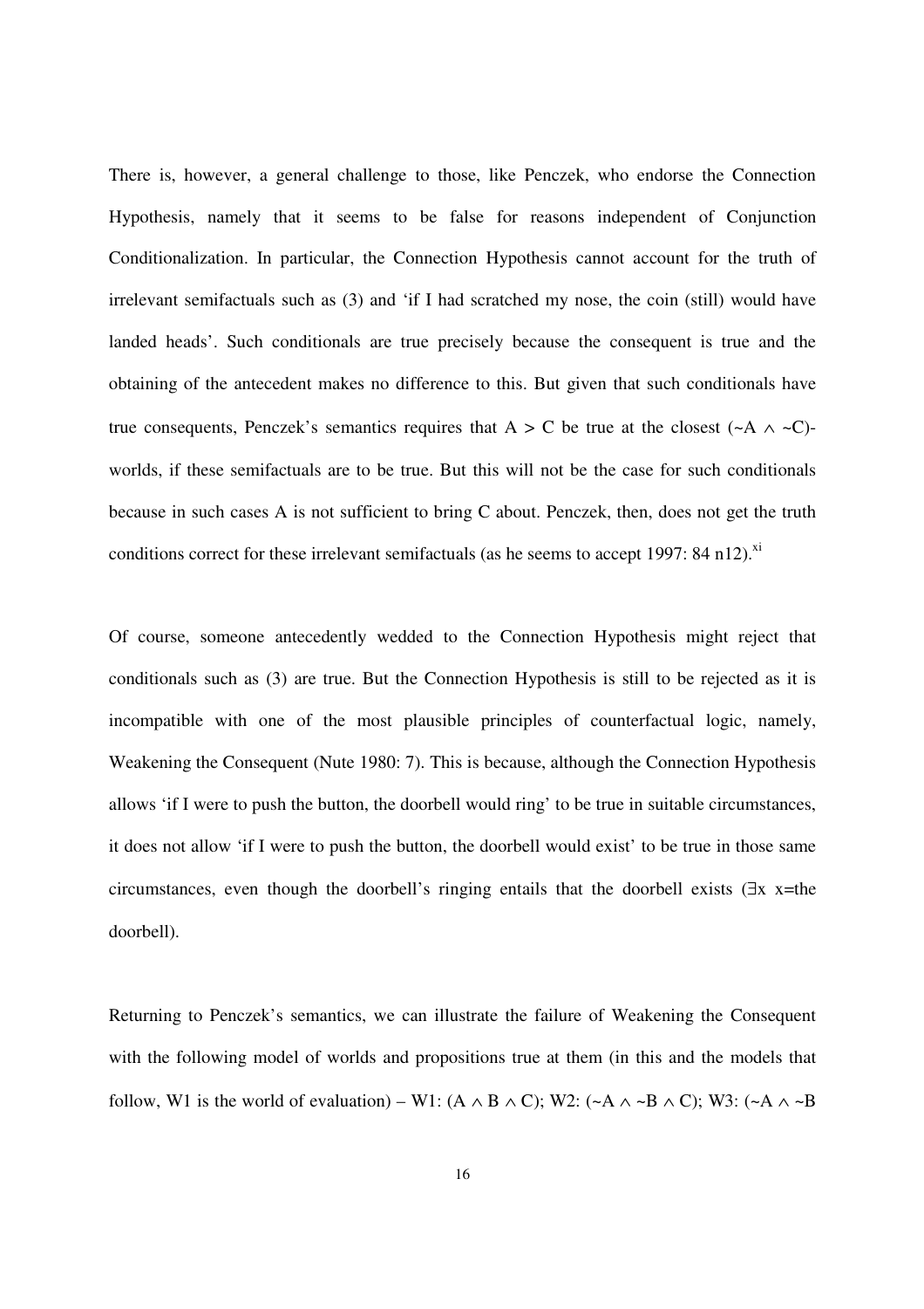There is, however, a general challenge to those, like Penczek, who endorse the Connection Hypothesis, namely that it seems to be false for reasons independent of Conjunction Conditionalization. In particular, the Connection Hypothesis cannot account for the truth of irrelevant semifactuals such as (3) and 'if I had scratched my nose, the coin (still) would have landed heads'. Such conditionals are true precisely because the consequent is true and the obtaining of the antecedent makes no difference to this. But given that such conditionals have true consequents, Penczek's semantics requires that $A > C$ be true at the closest $(\sim A \wedge \sim C)$-worlds, if these semifactuals are to be true. But this will not be the case for such conditionals because in such cases A is not sufficient to bring C about. Penczek, then, does not get the truth conditions correct for these irrelevant semifactuals (as he seems to accept 1997: 84 n12).[xi]

Of course, someone antecedently wedded to the Connection Hypothesis might reject that conditionals such as (3) are true. But the Connection Hypothesis is still to be rejected as it is incompatible with one of the most plausible principles of counterfactual logic, namely, Weakening the Consequent (Nute 1980: 7). This is because, although the Connection Hypothesis allows 'if I were to push the button, the doorbell would ring' to be true in suitable circumstances, it does not allow 'if I were to push the button, the doorbell would exist' to be true in those same circumstances, even though the doorbell's ringing entails that the doorbell exists ($\exists x$ x=the doorbell).

Returning to Penczek's semantics, we can illustrate the failure of Weakening the Consequent with the following model of worlds and propositions true at them (in this and the models that follow, W1 is the world of evaluation) – W1: $(A \wedge B \wedge C)$; W2: $(\sim A \wedge \sim B \wedge C)$; W3: $(\sim A \wedge \sim B$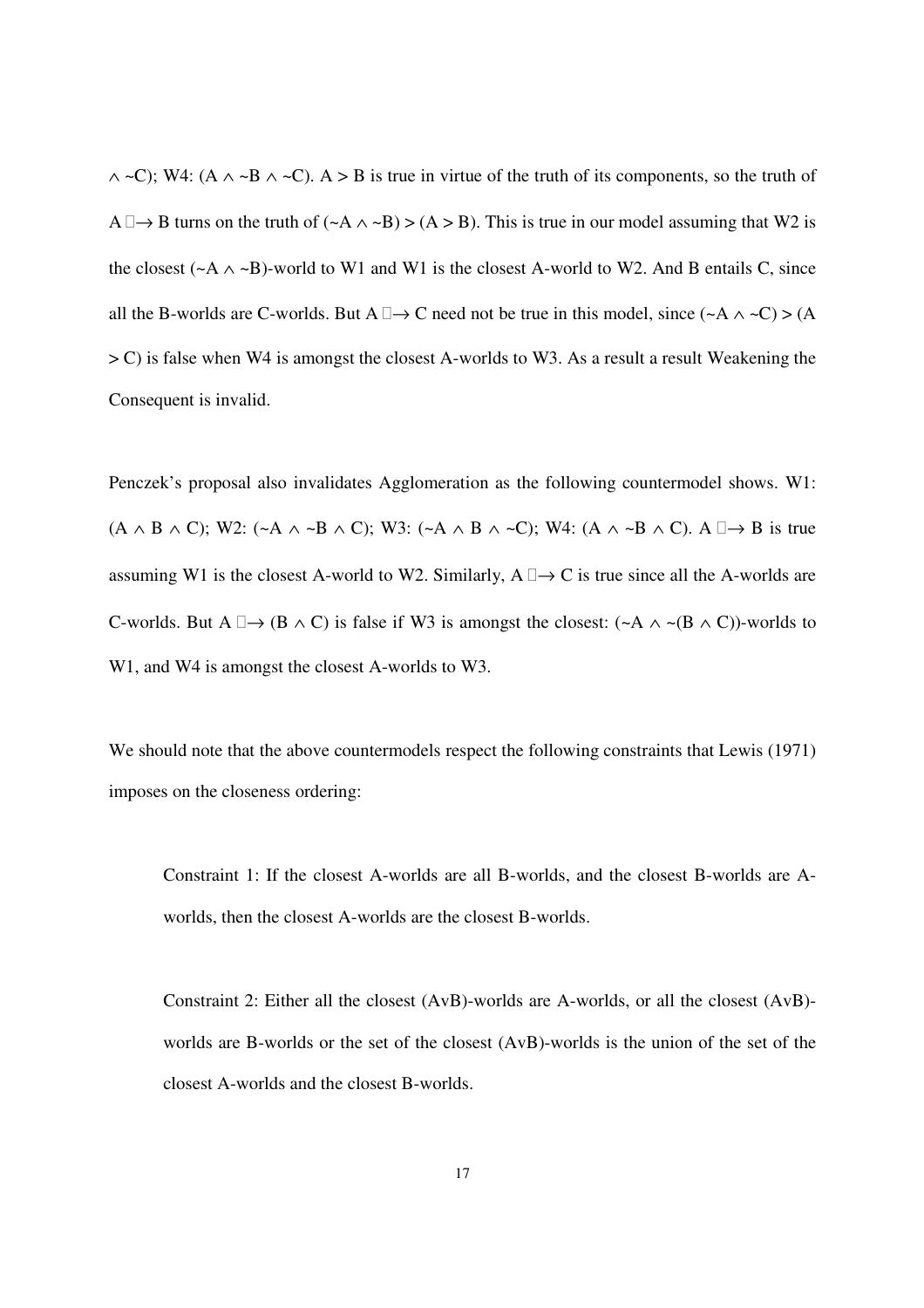$\wedge$ ~C); W4: (A $\wedge$ ~B $\wedge$ ~C). A > B is true in virtue of the truth of its components, so the truth of A □→ B turns on the truth of (~A $\wedge$ ~B) > (A > B). This is true in our model assuming that W2 is the closest (~A $\wedge$ ~B)-world to W1 and W1 is the closest A-world to W2. And B entails C, since all the B-worlds are C-worlds. But A □→ C need not be true in this model, since (~A $\wedge$ ~C) > (A > C) is false when W4 is amongst the closest A-worlds to W3. As a result a result Weakening the Consequent is invalid.

Penczek's proposal also invalidates Agglomeration as the following countermodel shows. W1: (A $\wedge$ B $\wedge$ C); W2: (~A $\wedge$ ~B $\wedge$ C); W3: (~A $\wedge$ B $\wedge$ ~C); W4: (A $\wedge$ ~B $\wedge$ C). A □→ B is true assuming W1 is the closest A-world to W2. Similarly, A □→ C is true since all the A-worlds are C-worlds. But A □→ (B $\wedge$ C) is false if W3 is amongst the closest: (~A $\wedge$ ~(B $\wedge$ C))-worlds to W1, and W4 is amongst the closest A-worlds to W3.

We should note that the above countermodels respect the following constraints that Lewis (1971) imposes on the closeness ordering:

> Constraint 1: If the closest A-worlds are all B-worlds, and the closest B-worlds are A-worlds, then the closest A-worlds are the closest B-worlds.
>
> Constraint 2: Either all the closest (AvB)-worlds are A-worlds, or all the closest (AvB)-worlds are B-worlds or the set of the closest (AvB)-worlds is the union of the set of the closest A-worlds and the closest B-worlds.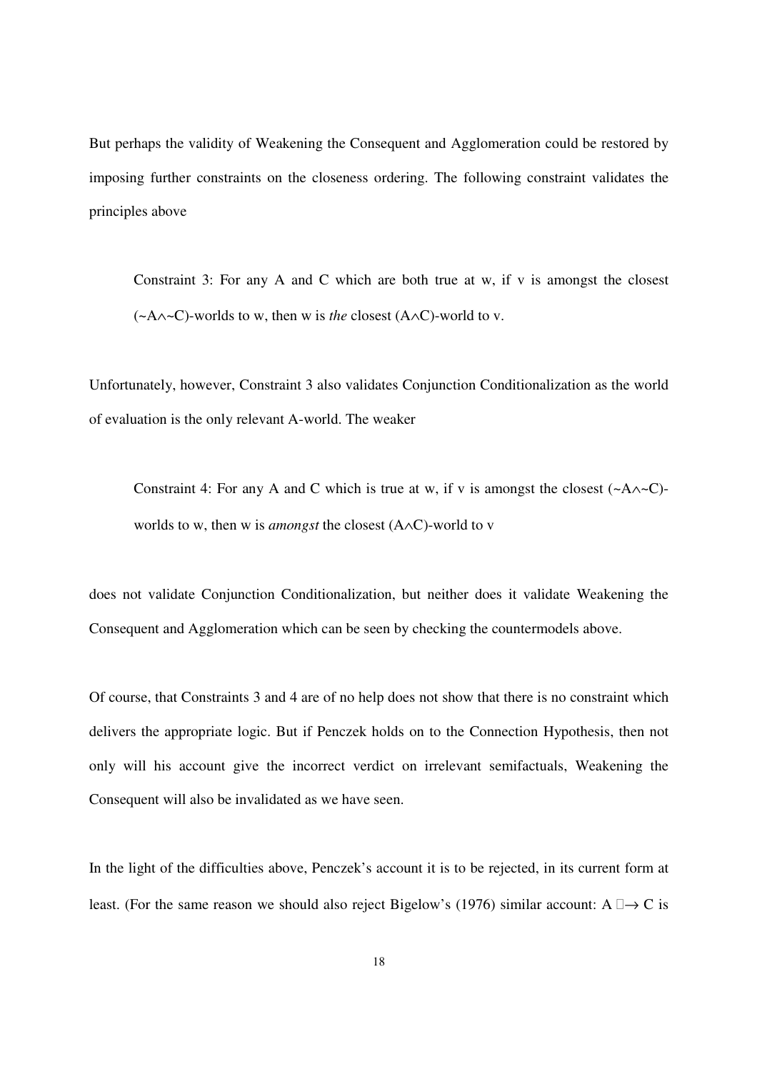But perhaps the validity of Weakening the Consequent and Agglomeration could be restored by imposing further constraints on the closeness ordering. The following constraint validates the principles above

> Constraint 3: For any A and C which are both true at w, if v is amongst the closest (~A∧~C)-worlds to w, then w is *the* closest (A∧C)-world to v.

Unfortunately, however, Constraint 3 also validates Conjunction Conditionalization as the world of evaluation is the only relevant A-world. The weaker

> Constraint 4: For any A and C which is true at w, if v is amongst the closest (~A∧~C)-worlds to w, then w is *amongst* the closest (A∧C)-world to v

does not validate Conjunction Conditionalization, but neither does it validate Weakening the Consequent and Agglomeration which can be seen by checking the countermodels above.

Of course, that Constraints 3 and 4 are of no help does not show that there is no constraint which delivers the appropriate logic. But if Penczek holds on to the Connection Hypothesis, then not only will his account give the incorrect verdict on irrelevant semifactuals, Weakening the Consequent will also be invalidated as we have seen.

In the light of the difficulties above, Penczek's account it is to be rejected, in its current form at least. (For the same reason we should also reject Bigelow's (1976) similar account: A □→ C is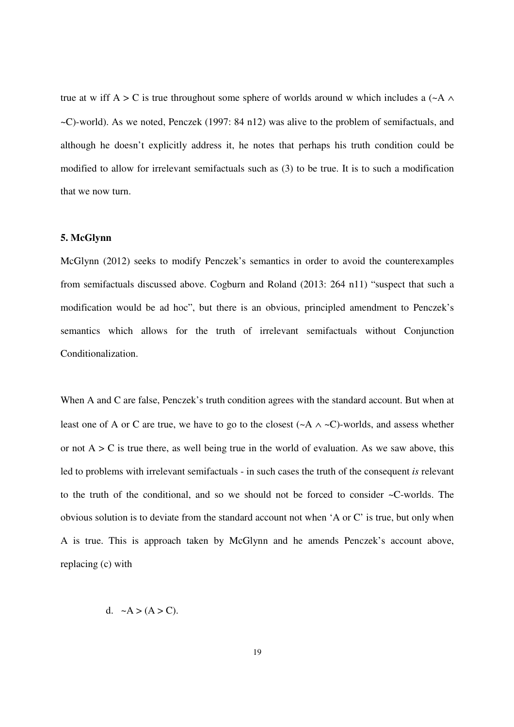true at w iff $A > C$ is true throughout some sphere of worlds around w which includes a $(\sim A \wedge \sim C)$-world). As we noted, Penczek (1997: 84 n12) was alive to the problem of semifactuals, and although he doesn't explicitly address it, he notes that perhaps his truth condition could be modified to allow for irrelevant semifactuals such as (3) to be true. It is to such a modification that we now turn.

### 5. McGlynn

McGlynn (2012) seeks to modify Penczek's semantics in order to avoid the counterexamples from semifactuals discussed above. Cogburn and Roland (2013: 264 n11) "suspect that such a modification would be ad hoc", but there is an obvious, principled amendment to Penczek's semantics which allows for the truth of irrelevant semifactuals without Conjunction Conditionalization.

When A and C are false, Penczek's truth condition agrees with the standard account. But when at least one of A or C are true, we have to go to the closest $(\sim A \wedge \sim C)$-worlds, and assess whether or not $A > C$ is true there, as well being true in the world of evaluation. As we saw above, this led to problems with irrelevant semifactuals - in such cases the truth of the consequent *is* relevant to the truth of the conditional, and so we should not be forced to consider $\sim C$-worlds. The obvious solution is to deviate from the standard account not when 'A or C' is true, but only when A is true. This is approach taken by McGlynn and he amends Penczek's account above, replacing (c) with

d. $\sim A > (A > C)$.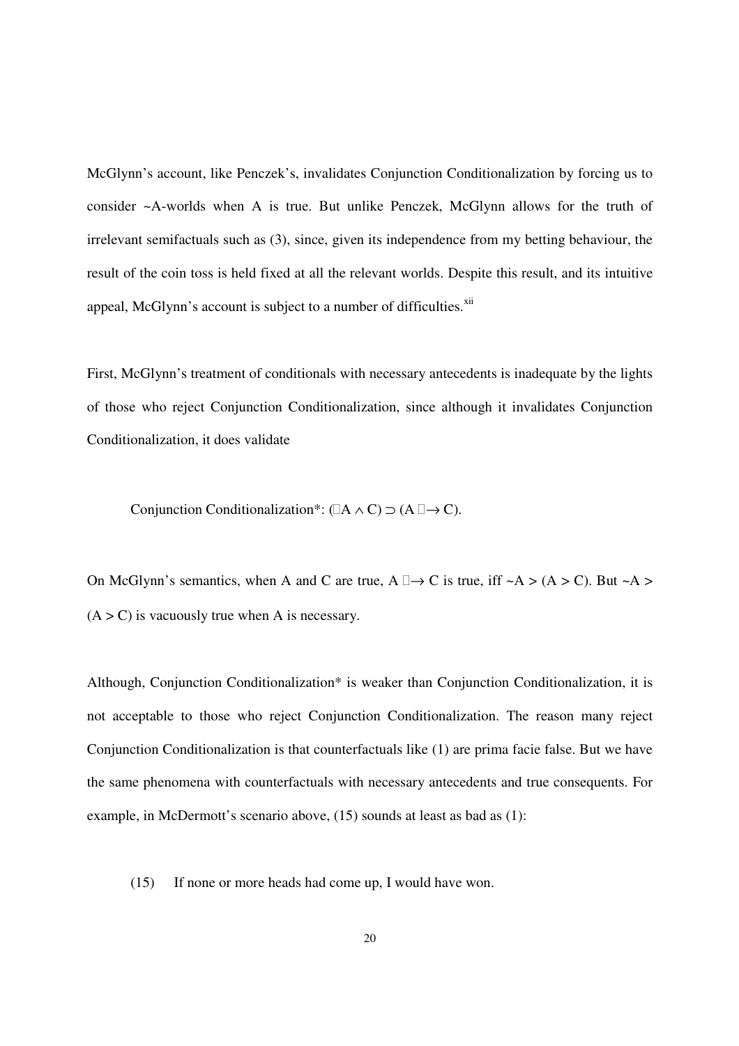McGlynn's account, like Penczek's, invalidates Conjunction Conditionalization by forcing us to consider ~A-worlds when A is true. But unlike Penczek, McGlynn allows for the truth of irrelevant semifactuals such as (3), since, given its independence from my betting behaviour, the result of the coin toss is held fixed at all the relevant worlds. Despite this result, and its intuitive appeal, McGlynn's account is subject to a number of difficulties.[xii]

First, McGlynn's treatment of conditionals with necessary antecedents is inadequate by the lights of those who reject Conjunction Conditionalization, since although it invalidates Conjunction Conditionalization, it does validate

Conjunction Conditionalization*: $(\Box A \wedge C) \supset (A \Box\!\!\rightarrow C)$.

On McGlynn's semantics, when A and C are true, $A \Box\!\!\rightarrow C$ is true, iff $\sim A > (A > C)$. But $\sim A > (A > C)$ is vacuously true when A is necessary.

Although, Conjunction Conditionalization* is weaker than Conjunction Conditionalization, it is not acceptable to those who reject Conjunction Conditionalization. The reason many reject Conjunction Conditionalization is that counterfactuals like (1) are prima facie false. But we have the same phenomena with counterfactuals with necessary antecedents and true consequents. For example, in McDermott's scenario above, (15) sounds at least as bad as (1):

(15) If none or more heads had come up, I would have won.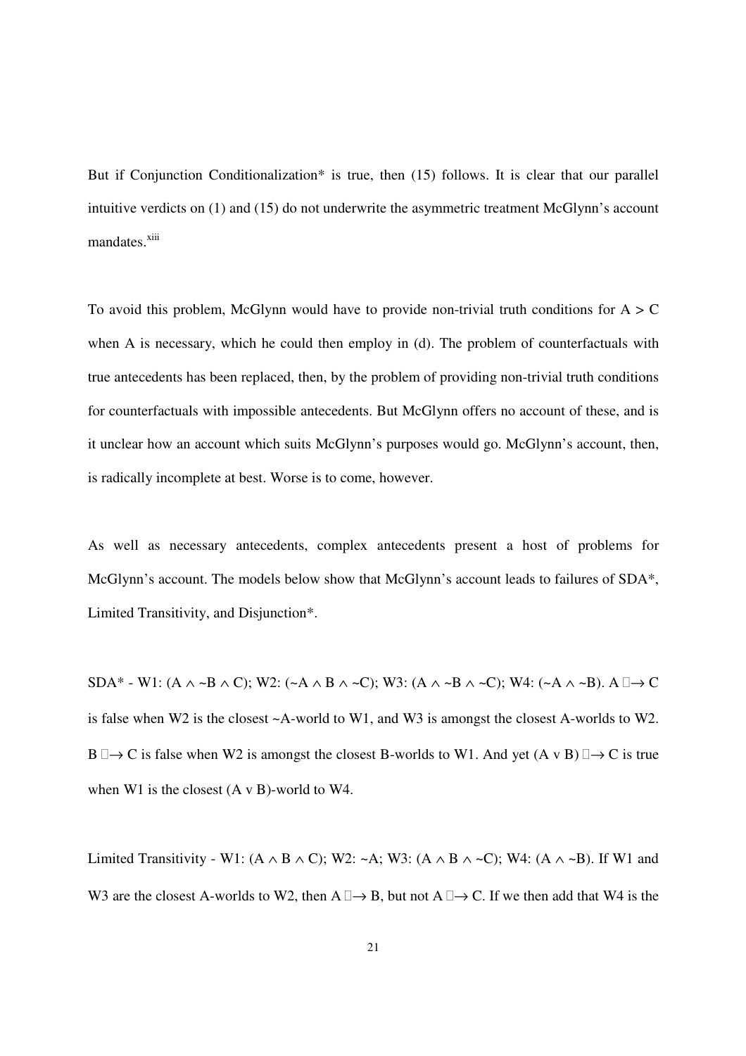But if Conjunction Conditionalization* is true, then (15) follows. It is clear that our parallel intuitive verdicts on (1) and (15) do not underwrite the asymmetric treatment McGlynn's account mandates.[xiii]

To avoid this problem, McGlynn would have to provide non-trivial truth conditions for $A > C$ when A is necessary, which he could then employ in (d). The problem of counterfactuals with true antecedents has been replaced, then, by the problem of providing non-trivial truth conditions for counterfactuals with impossible antecedents. But McGlynn offers no account of these, and is it unclear how an account which suits McGlynn's purposes would go. McGlynn's account, then, is radically incomplete at best. Worse is to come, however.

As well as necessary antecedents, complex antecedents present a host of problems for McGlynn's account. The models below show that McGlynn's account leads to failures of SDA*, Limited Transitivity, and Disjunction*.

SDA* - W1: $(A \wedge \sim B \wedge C)$; W2: $(\sim A \wedge B \wedge \sim C)$; W3: $(A \wedge \sim B \wedge \sim C)$; W4: $(\sim A \wedge \sim B)$. $A \Box\!\!\rightarrow C$ is false when W2 is the closest ~A-world to W1, and W3 is amongst the closest A-worlds to W2. $B \Box\!\!\rightarrow C$ is false when W2 is amongst the closest B-worlds to W1. And yet $(A \vee B) \Box\!\!\rightarrow C$ is true when W1 is the closest $(A \vee B)$-world to W4.

Limited Transitivity - W1: $(A \wedge B \wedge C)$; W2: $\sim A$; W3: $(A \wedge B \wedge \sim C)$; W4: $(A \wedge \sim B)$. If W1 and W3 are the closest A-worlds to W2, then $A \Box\!\!\rightarrow B$, but not $A \Box\!\!\rightarrow C$. If we then add that W4 is the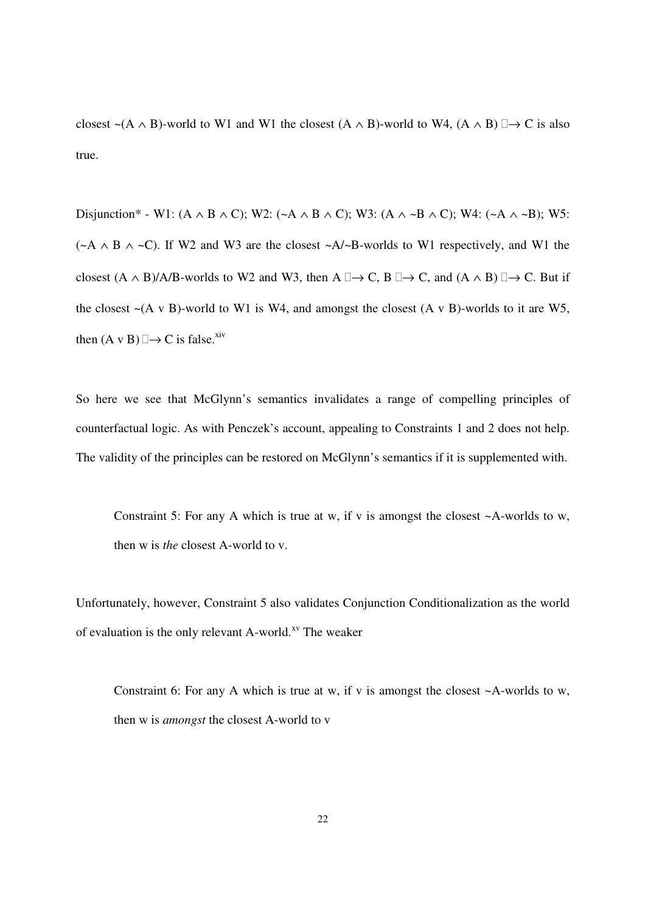closest $\sim(A \wedge B)$-world to W1 and W1 the closest $(A \wedge B)$-world to W4, $(A \wedge B) \Box\!\!\rightarrow C$ is also true.

Disjunction* - W1: $(A \wedge B \wedge C)$; W2: $(\sim A \wedge B \wedge C)$; W3: $(A \wedge \sim B \wedge C)$; W4: $(\sim A \wedge \sim B)$; W5: $(\sim A \wedge B \wedge \sim C)$. If W2 and W3 are the closest $\sim A/\sim B$-worlds to W1 respectively, and W1 the closest $(A \wedge B)/A/B$-worlds to W2 and W3, then $A \Box\!\!\rightarrow C$, $B \Box\!\!\rightarrow C$, and $(A \wedge B) \Box\!\!\rightarrow C$. But if the closest $\sim(A \vee B)$-world to W1 is W4, and amongst the closest $(A \vee B)$-worlds to it are W5, then $(A \vee B) \Box\!\!\rightarrow C$ is false.[xiv]

So here we see that McGlynn's semantics invalidates a range of compelling principles of counterfactual logic. As with Penczek's account, appealing to Constraints 1 and 2 does not help. The validity of the principles can be restored on McGlynn's semantics if it is supplemented with.

> Constraint 5: For any A which is true at w, if v is amongst the closest ~A-worlds to w, then w is *the* closest A-world to v.

Unfortunately, however, Constraint 5 also validates Conjunction Conditionalization as the world of evaluation is the only relevant A-world.[xv] The weaker

> Constraint 6: For any A which is true at w, if v is amongst the closest ~A-worlds to w, then w is *amongst* the closest A-world to v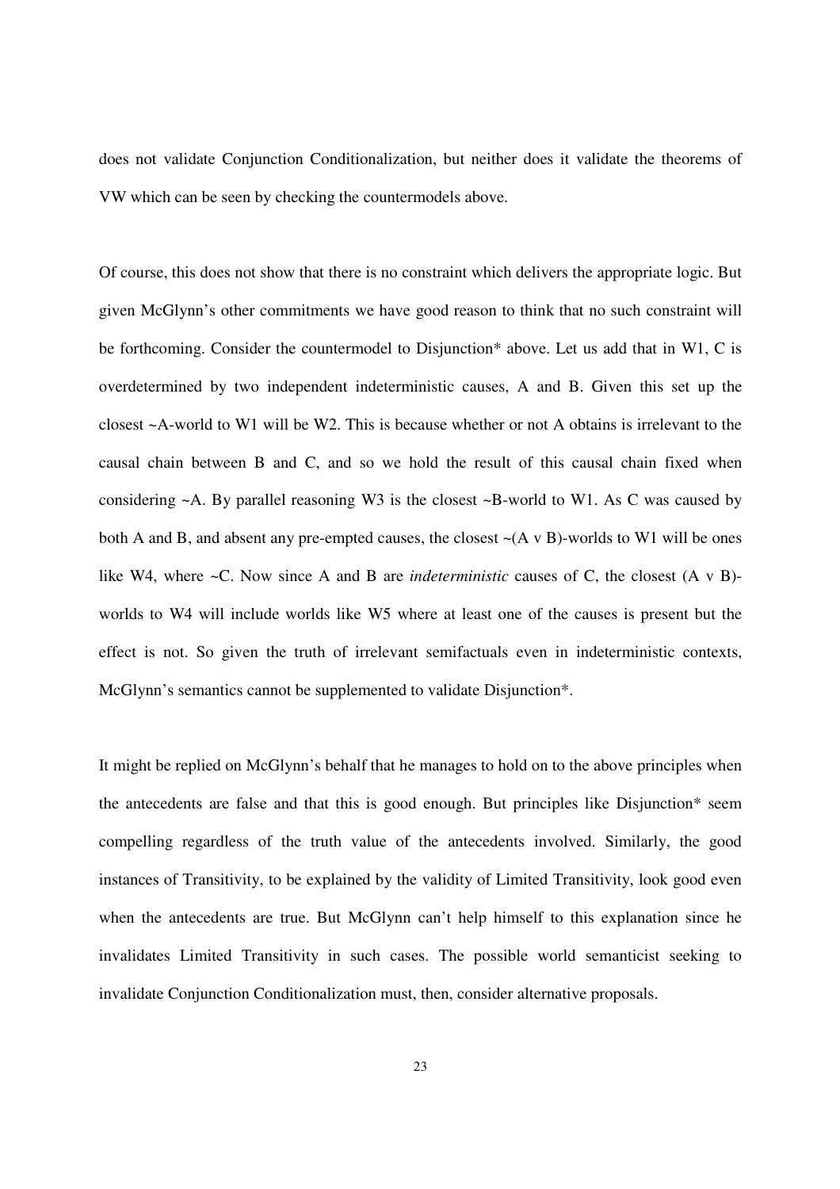does not validate Conjunction Conditionalization, but neither does it validate the theorems of VW which can be seen by checking the countermodels above.

Of course, this does not show that there is no constraint which delivers the appropriate logic. But given McGlynn's other commitments we have good reason to think that no such constraint will be forthcoming. Consider the countermodel to Disjunction* above. Let us add that in W1, C is overdetermined by two independent indeterministic causes, A and B. Given this set up the closest ~A-world to W1 will be W2. This is because whether or not A obtains is irrelevant to the causal chain between B and C, and so we hold the result of this causal chain fixed when considering ~A. By parallel reasoning W3 is the closest ~B-world to W1. As C was caused by both A and B, and absent any pre-empted causes, the closest ~(A v B)-worlds to W1 will be ones like W4, where ~C. Now since A and B are *indeterministic* causes of C, the closest (A v B)-worlds to W4 will include worlds like W5 where at least one of the causes is present but the effect is not. So given the truth of irrelevant semifactuals even in indeterministic contexts, McGlynn's semantics cannot be supplemented to validate Disjunction*.

It might be replied on McGlynn's behalf that he manages to hold on to the above principles when the antecedents are false and that this is good enough. But principles like Disjunction* seem compelling regardless of the truth value of the antecedents involved. Similarly, the good instances of Transitivity, to be explained by the validity of Limited Transitivity, look good even when the antecedents are true. But McGlynn can't help himself to this explanation since he invalidates Limited Transitivity in such cases. The possible world semanticist seeking to invalidate Conjunction Conditionalization must, then, consider alternative proposals.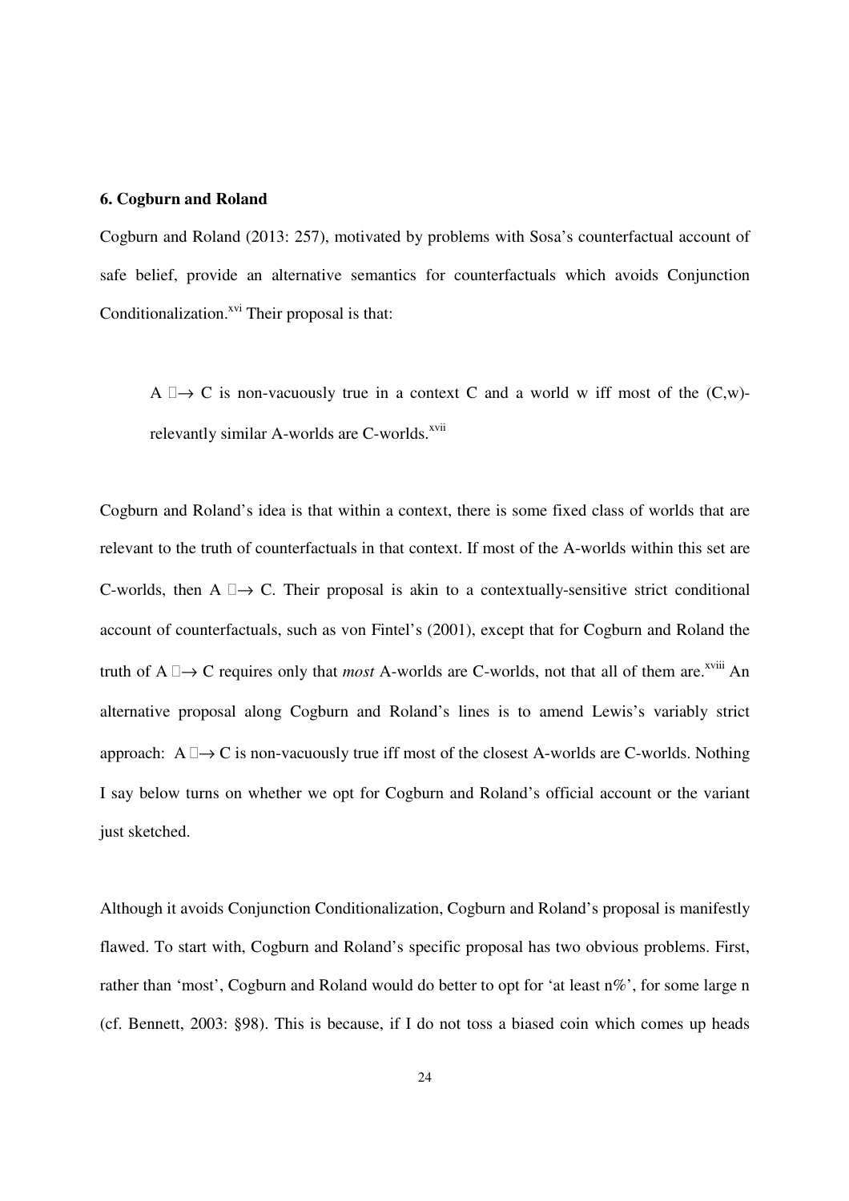**6. Cogburn and Roland**

Cogburn and Roland (2013: 257), motivated by problems with Sosa's counterfactual account of safe belief, provide an alternative semantics for counterfactuals which avoids Conjunction Conditionalization.[xvi] Their proposal is that:

> A $\Box\!\!\rightarrow$ C is non-vacuously true in a context C and a world w iff most of the (C,w)-relevantly similar A-worlds are C-worlds.[xvii]

Cogburn and Roland's idea is that within a context, there is some fixed class of worlds that are relevant to the truth of counterfactuals in that context. If most of the A-worlds within this set are C-worlds, then A $\Box\!\!\rightarrow$ C. Their proposal is akin to a contextually-sensitive strict conditional account of counterfactuals, such as von Fintel's (2001), except that for Cogburn and Roland the truth of A $\Box\!\!\rightarrow$ C requires only that *most* A-worlds are C-worlds, not that all of them are.[xviii] An alternative proposal along Cogburn and Roland's lines is to amend Lewis's variably strict approach: A $\Box\!\!\rightarrow$ C is non-vacuously true iff most of the closest A-worlds are C-worlds. Nothing I say below turns on whether we opt for Cogburn and Roland's official account or the variant just sketched.

Although it avoids Conjunction Conditionalization, Cogburn and Roland's proposal is manifestly flawed. To start with, Cogburn and Roland's specific proposal has two obvious problems. First, rather than 'most', Cogburn and Roland would do better to opt for 'at least n%', for some large n (cf. Bennett, 2003: §98). This is because, if I do not toss a biased coin which comes up heads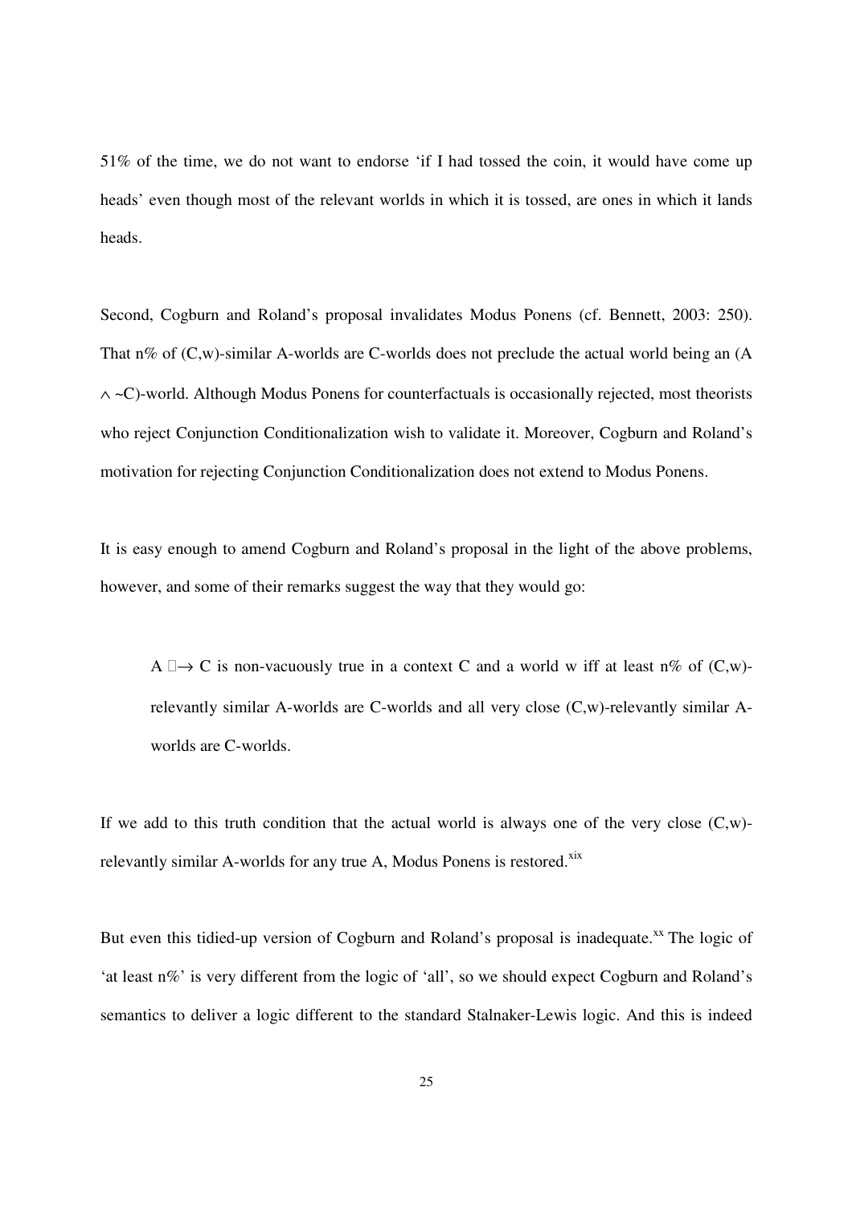51% of the time, we do not want to endorse ‘if I had tossed the coin, it would have come up heads’ even though most of the relevant worlds in which it is tossed, are ones in which it lands heads.

Second, Cogburn and Roland’s proposal invalidates Modus Ponens (cf. Bennett, 2003: 250). That n% of (C,w)-similar A-worlds are C-worlds does not preclude the actual world being an (A $\wedge$ ~C)-world. Although Modus Ponens for counterfactuals is occasionally rejected, most theorists who reject Conjunction Conditionalization wish to validate it. Moreover, Cogburn and Roland’s motivation for rejecting Conjunction Conditionalization does not extend to Modus Ponens.

It is easy enough to amend Cogburn and Roland’s proposal in the light of the above problems, however, and some of their remarks suggest the way that they would go:

> A $\Box\!\!\rightarrow$ C is non-vacuously true in a context C and a world w iff at least n% of (C,w)-relevantly similar A-worlds are C-worlds and all very close (C,w)-relevantly similar A-worlds are C-worlds.

If we add to this truth condition that the actual world is always one of the very close (C,w)-relevantly similar A-worlds for any true A, Modus Ponens is restored.[xix]

But even this tidied-up version of Cogburn and Roland’s proposal is inadequate.[xx] The logic of ‘at least n%’ is very different from the logic of ‘all’, so we should expect Cogburn and Roland’s semantics to deliver a logic different to the standard Stalnaker-Lewis logic. And this is indeed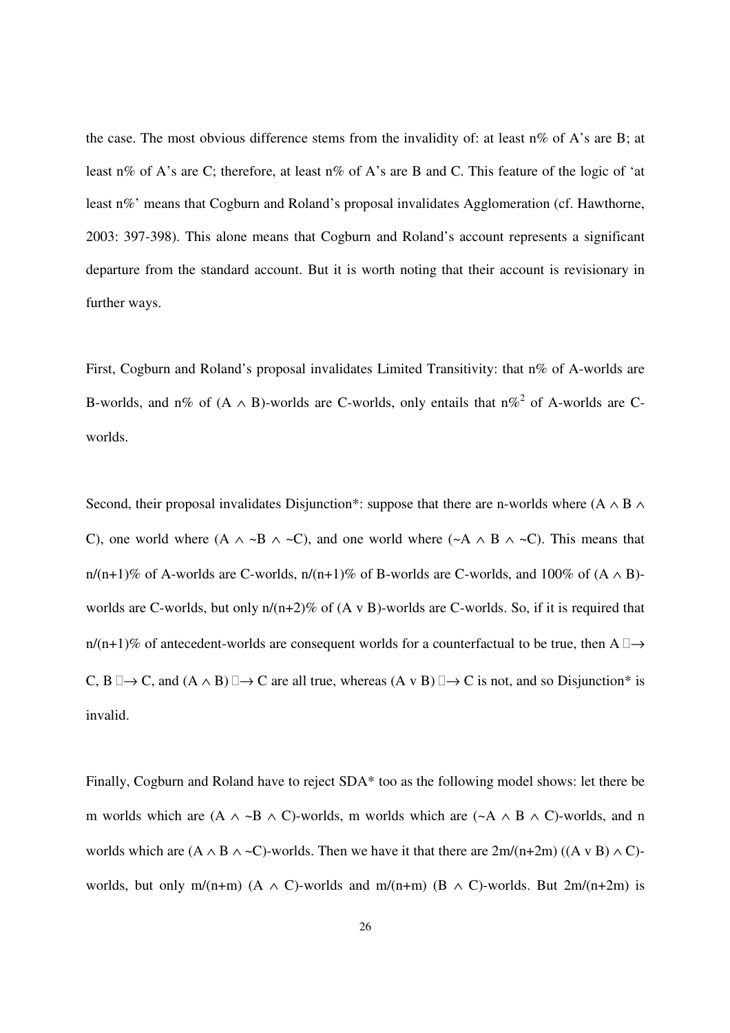the case. The most obvious difference stems from the invalidity of: at least n% of A's are B; at least n% of A's are C; therefore, at least n% of A's are B and C. This feature of the logic of 'at least n%' means that Cogburn and Roland's proposal invalidates Agglomeration (cf. Hawthorne, 2003: 397-398). This alone means that Cogburn and Roland's account represents a significant departure from the standard account. But it is worth noting that their account is revisionary in further ways.

First, Cogburn and Roland's proposal invalidates Limited Transitivity: that n% of A-worlds are B-worlds, and n% of $(A \wedge B)$-worlds are C-worlds, only entails that $n\%^2$ of A-worlds are C-worlds.

Second, their proposal invalidates Disjunction*: suppose that there are n-worlds where $(A \wedge B \wedge C)$, one world where $(A \wedge {\sim}B \wedge {\sim}C)$, and one world where $({\sim}A \wedge B \wedge {\sim}C)$. This means that $n/(n+1)\%$ of A-worlds are C-worlds, $n/(n+1)\%$ of B-worlds are C-worlds, and 100% of $(A \wedge B)$-worlds are C-worlds, but only $n/(n+2)\%$ of $(A \vee B)$-worlds are C-worlds. So, if it is required that $n/(n+1)\%$ of antecedent-worlds are consequent worlds for a counterfactual to be true, then $A \,\square\!\!\rightarrow C$, $B \,\square\!\!\rightarrow C$, and $(A \wedge B) \,\square\!\!\rightarrow C$ are all true, whereas $(A \vee B) \,\square\!\!\rightarrow C$ is not, and so Disjunction* is invalid.

Finally, Cogburn and Roland have to reject SDA* too as the following model shows: let there be m worlds which are $(A \wedge {\sim}B \wedge C)$-worlds, m worlds which are $({\sim}A \wedge B \wedge C)$-worlds, and n worlds which are $(A \wedge B \wedge {\sim}C)$-worlds. Then we have it that there are $2m/(n+2m)$ $((A \vee B) \wedge C)$-worlds, but only $m/(n+m)$ $(A \wedge C)$-worlds and $m/(n+m)$ $(B \wedge C)$-worlds. But $2m/(n+2m)$ is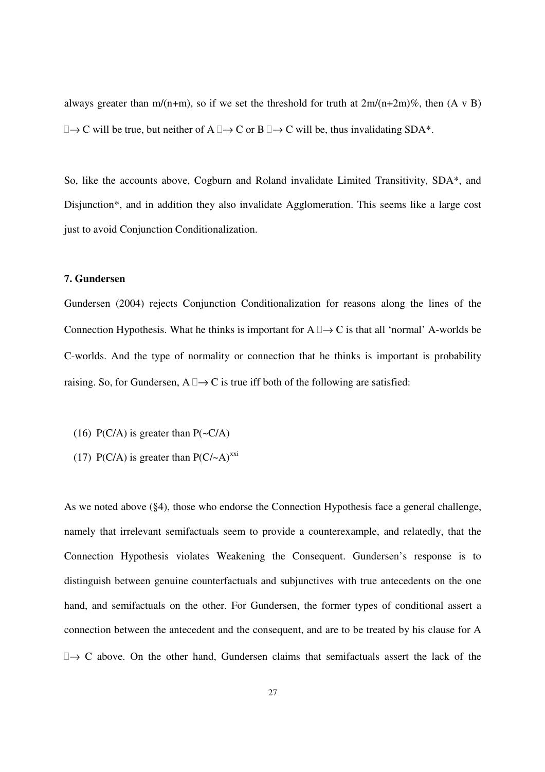always greater than m/(n+m), so if we set the threshold for truth at 2m/(n+2m)%, then (A v B) □→ C will be true, but neither of A □→ C or B □→ C will be, thus invalidating SDA*.

So, like the accounts above, Cogburn and Roland invalidate Limited Transitivity, SDA*, and Disjunction*, and in addition they also invalidate Agglomeration. This seems like a large cost just to avoid Conjunction Conditionalization.

### 7. Gundersen

Gundersen (2004) rejects Conjunction Conditionalization for reasons along the lines of the Connection Hypothesis. What he thinks is important for A □→ C is that all 'normal' A-worlds be C-worlds. And the type of normality or connection that he thinks is important is probability raising. So, for Gundersen, A □→ C is true iff both of the following are satisfied:

(16) P(C/A) is greater than P(~C/A)

(17) P(C/A) is greater than P(C/~A)[xxi]

As we noted above (§4), those who endorse the Connection Hypothesis face a general challenge, namely that irrelevant semifactuals seem to provide a counterexample, and relatedly, that the Connection Hypothesis violates Weakening the Consequent. Gundersen's response is to distinguish between genuine counterfactuals and subjunctives with true antecedents on the one hand, and semifactuals on the other. For Gundersen, the former types of conditional assert a connection between the antecedent and the consequent, and are to be treated by his clause for A □→ C above. On the other hand, Gundersen claims that semifactuals assert the lack of the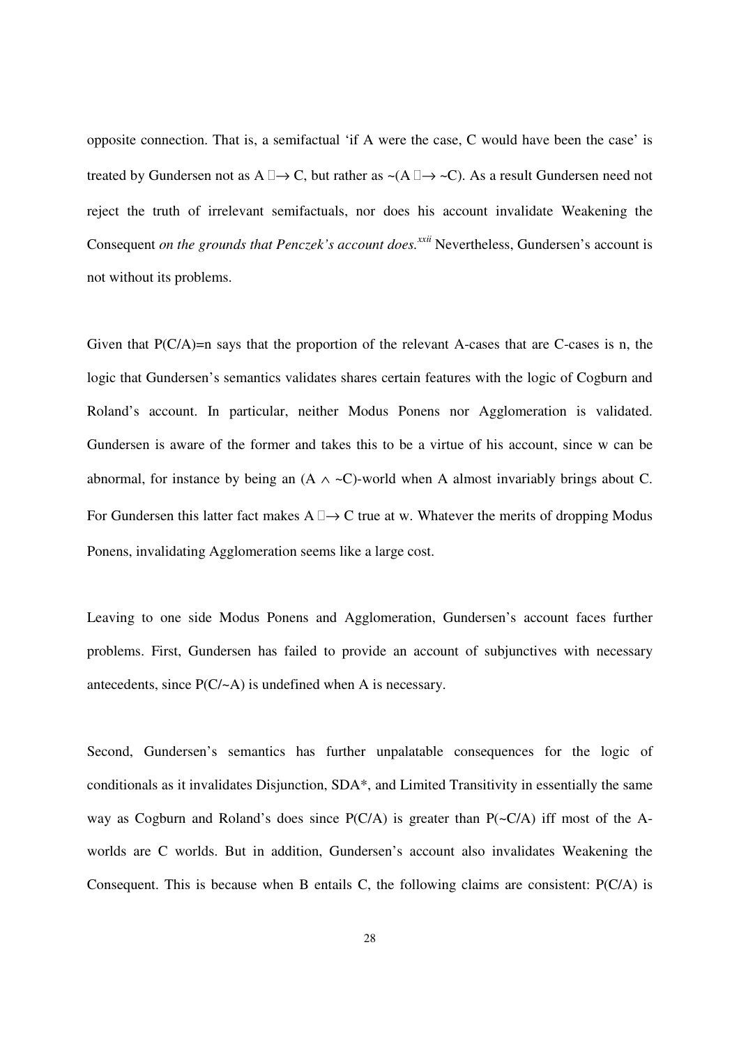opposite connection. That is, a semifactual 'if A were the case, C would have been the case' is treated by Gundersen not as $A \Box\!\!\rightarrow C$, but rather as $\sim(A \Box\!\!\rightarrow \sim C)$. As a result Gundersen need not reject the truth of irrelevant semifactuals, nor does his account invalidate Weakening the Consequent *on the grounds that Penczek's account does.*[xxii] Nevertheless, Gundersen's account is not without its problems.

Given that $P(C/A)=n$ says that the proportion of the relevant A-cases that are C-cases is n, the logic that Gundersen's semantics validates shares certain features with the logic of Cogburn and Roland's account. In particular, neither Modus Ponens nor Agglomeration is validated. Gundersen is aware of the former and takes this to be a virtue of his account, since w can be abnormal, for instance by being an $(A \wedge \sim C)$-world when A almost invariably brings about C. For Gundersen this latter fact makes $A \Box\!\!\rightarrow C$ true at w. Whatever the merits of dropping Modus Ponens, invalidating Agglomeration seems like a large cost.

Leaving to one side Modus Ponens and Agglomeration, Gundersen's account faces further problems. First, Gundersen has failed to provide an account of subjunctives with necessary antecedents, since $P(C/\sim A)$ is undefined when A is necessary.

Second, Gundersen's semantics has further unpalatable consequences for the logic of conditionals as it invalidates Disjunction, SDA*, and Limited Transitivity in essentially the same way as Cogburn and Roland's does since $P(C/A)$ is greater than $P(\sim C/A)$ iff most of the A-worlds are C worlds. But in addition, Gundersen's account also invalidates Weakening the Consequent. This is because when B entails C, the following claims are consistent: $P(C/A)$ is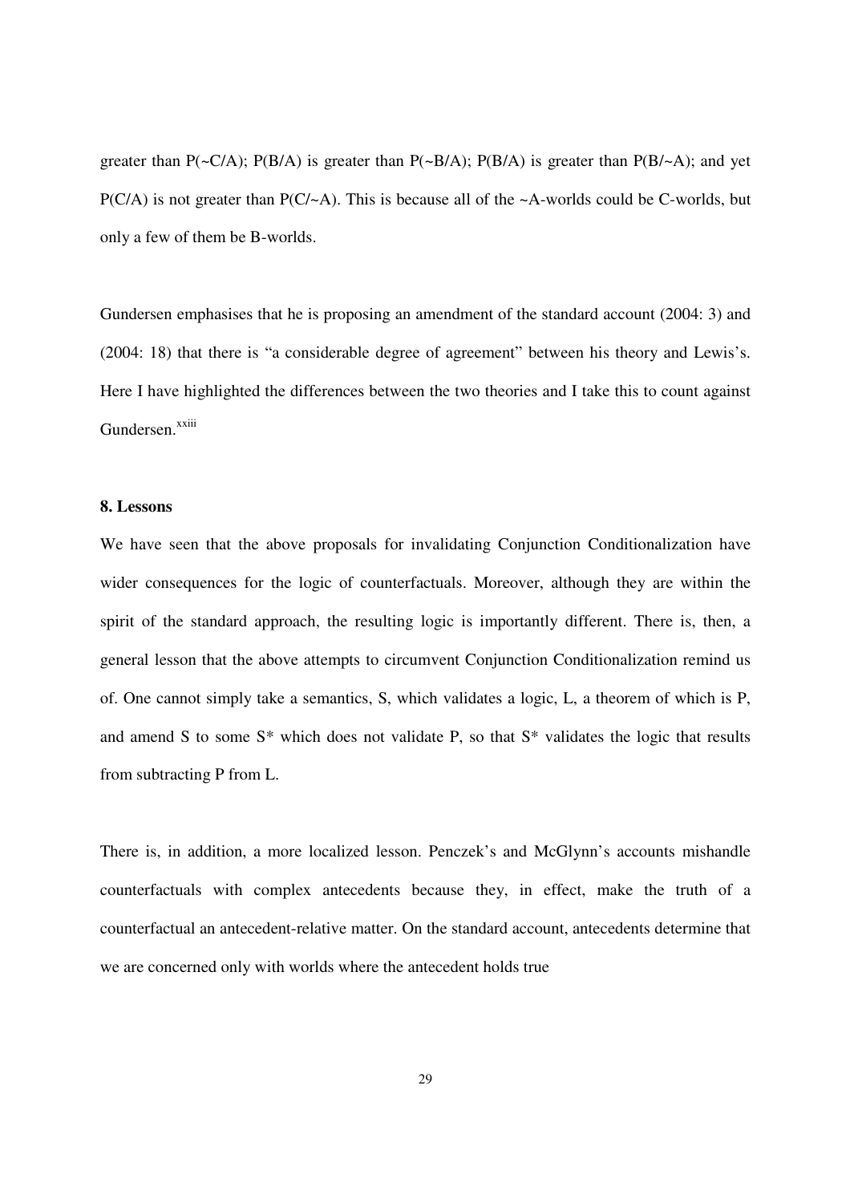greater than P(~C/A); P(B/A) is greater than P(~B/A); P(B/A) is greater than P(B/~A); and yet P(C/A) is not greater than P(C/~A). This is because all of the ~A-worlds could be C-worlds, but only a few of them be B-worlds.

Gundersen emphasises that he is proposing an amendment of the standard account (2004: 3) and (2004: 18) that there is "a considerable degree of agreement" between his theory and Lewis's. Here I have highlighted the differences between the two theories and I take this to count against Gundersen.[xxiii]

#### 8. Lessons

We have seen that the above proposals for invalidating Conjunction Conditionalization have wider consequences for the logic of counterfactuals. Moreover, although they are within the spirit of the standard approach, the resulting logic is importantly different. There is, then, a general lesson that the above attempts to circumvent Conjunction Conditionalization remind us of. One cannot simply take a semantics, S, which validates a logic, L, a theorem of which is P, and amend S to some S* which does not validate P, so that S* validates the logic that results from subtracting P from L.

There is, in addition, a more localized lesson. Penczek's and McGlynn's accounts mishandle counterfactuals with complex antecedents because they, in effect, make the truth of a counterfactual an antecedent-relative matter. On the standard account, antecedents determine that we are concerned only with worlds where the antecedent holds true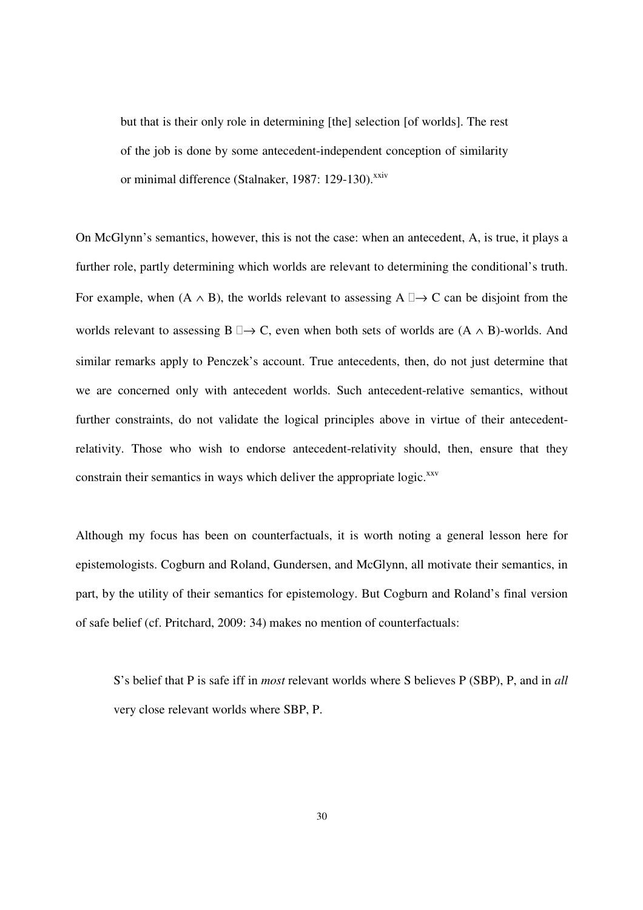> but that is their only role in determining [the] selection [of worlds]. The rest of the job is done by some antecedent-independent conception of similarity or minimal difference (Stalnaker, 1987: 129-130).[xxiv]

On McGlynn's semantics, however, this is not the case: when an antecedent, A, is true, it plays a further role, partly determining which worlds are relevant to determining the conditional's truth. For example, when $(A \wedge B)$, the worlds relevant to assessing $A \;\Box\!\!\rightarrow C$ can be disjoint from the worlds relevant to assessing $B \;\Box\!\!\rightarrow C$, even when both sets of worlds are $(A \wedge B)$-worlds. And similar remarks apply to Penczek's account. True antecedents, then, do not just determine that we are concerned only with antecedent worlds. Such antecedent-relative semantics, without further constraints, do not validate the logical principles above in virtue of their antecedent-relativity. Those who wish to endorse antecedent-relativity should, then, ensure that they constrain their semantics in ways which deliver the appropriate logic.[xxv]

Although my focus has been on counterfactuals, it is worth noting a general lesson here for epistemologists. Cogburn and Roland, Gundersen, and McGlynn, all motivate their semantics, in part, by the utility of their semantics for epistemology. But Cogburn and Roland's final version of safe belief (cf. Pritchard, 2009: 34) makes no mention of counterfactuals:

> S's belief that P is safe iff in *most* relevant worlds where S believes P (SBP), P, and in *all* very close relevant worlds where SBP, P.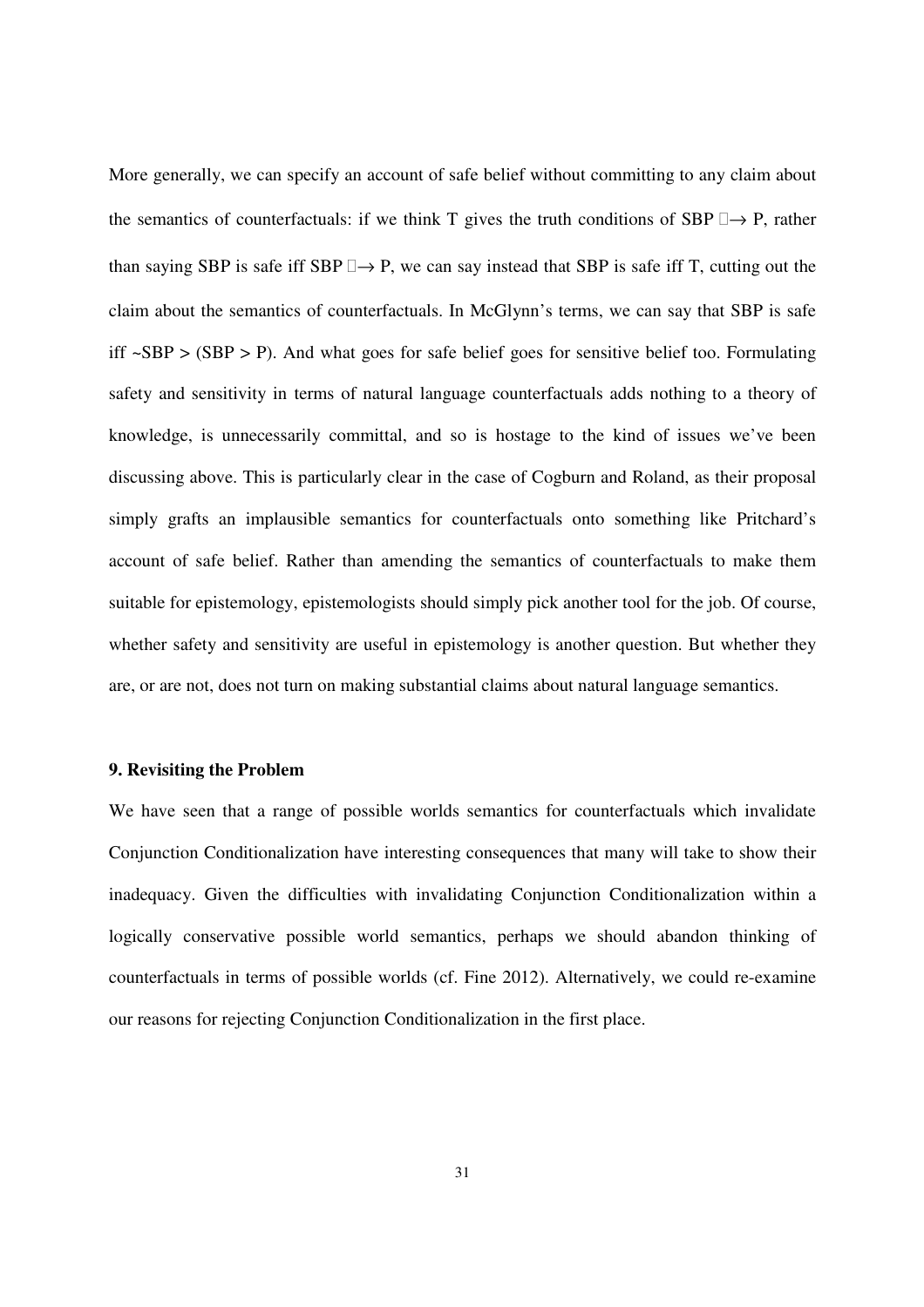More generally, we can specify an account of safe belief without committing to any claim about the semantics of counterfactuals: if we think T gives the truth conditions of SBP □→ P, rather than saying SBP is safe iff SBP □→ P, we can say instead that SBP is safe iff T, cutting out the claim about the semantics of counterfactuals. In McGlynn's terms, we can say that SBP is safe iff ~SBP > (SBP > P). And what goes for safe belief goes for sensitive belief too. Formulating safety and sensitivity in terms of natural language counterfactuals adds nothing to a theory of knowledge, is unnecessarily committal, and so is hostage to the kind of issues we've been discussing above. This is particularly clear in the case of Cogburn and Roland, as their proposal simply grafts an implausible semantics for counterfactuals onto something like Pritchard's account of safe belief. Rather than amending the semantics of counterfactuals to make them suitable for epistemology, epistemologists should simply pick another tool for the job. Of course, whether safety and sensitivity are useful in epistemology is another question. But whether they are, or are not, does not turn on making substantial claims about natural language semantics.

### 9. Revisiting the Problem

We have seen that a range of possible worlds semantics for counterfactuals which invalidate Conjunction Conditionalization have interesting consequences that many will take to show their inadequacy. Given the difficulties with invalidating Conjunction Conditionalization within a logically conservative possible world semantics, perhaps we should abandon thinking of counterfactuals in terms of possible worlds (cf. Fine 2012). Alternatively, we could re-examine our reasons for rejecting Conjunction Conditionalization in the first place.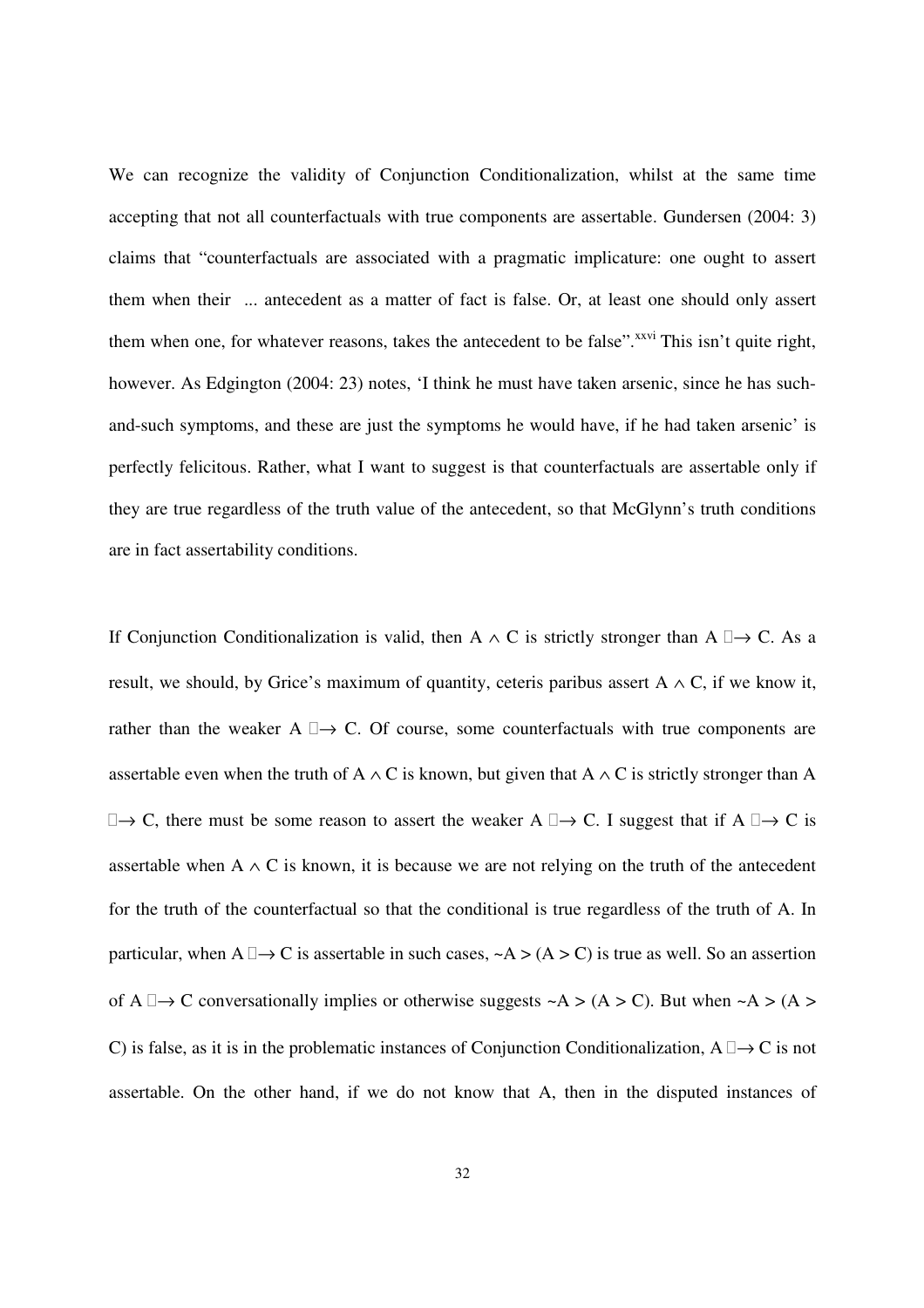We can recognize the validity of Conjunction Conditionalization, whilst at the same time accepting that not all counterfactuals with true components are assertable. Gundersen (2004: 3) claims that "counterfactuals are associated with a pragmatic implicature: one ought to assert them when their ... antecedent as a matter of fact is false. Or, at least one should only assert them when one, for whatever reasons, takes the antecedent to be false".[xxvi] This isn't quite right, however. As Edgington (2004: 23) notes, 'I think he must have taken arsenic, since he has such-and-such symptoms, and these are just the symptoms he would have, if he had taken arsenic' is perfectly felicitous. Rather, what I want to suggest is that counterfactuals are assertable only if they are true regardless of the truth value of the antecedent, so that McGlynn's truth conditions are in fact assertability conditions.

If Conjunction Conditionalization is valid, then $A \wedge C$ is strictly stronger than $A \Box\!\!\rightarrow C$. As a result, we should, by Grice's maximum of quantity, ceteris paribus assert $A \wedge C$, if we know it, rather than the weaker $A \Box\!\!\rightarrow C$. Of course, some counterfactuals with true components are assertable even when the truth of $A \wedge C$ is known, but given that $A \wedge C$ is strictly stronger than $A \Box\!\!\rightarrow C$, there must be some reason to assert the weaker $A \Box\!\!\rightarrow C$. I suggest that if $A \Box\!\!\rightarrow C$ is assertable when $A \wedge C$ is known, it is because we are not relying on the truth of the antecedent for the truth of the counterfactual so that the conditional is true regardless of the truth of A. In particular, when $A \Box\!\!\rightarrow C$ is assertable in such cases, $\sim A > (A > C)$ is true as well. So an assertion of $A \Box\!\!\rightarrow C$ conversationally implies or otherwise suggests $\sim A > (A > C)$. But when $\sim A > (A > C)$ is false, as it is in the problematic instances of Conjunction Conditionalization, $A \Box\!\!\rightarrow C$ is not assertable. On the other hand, if we do not know that A, then in the disputed instances of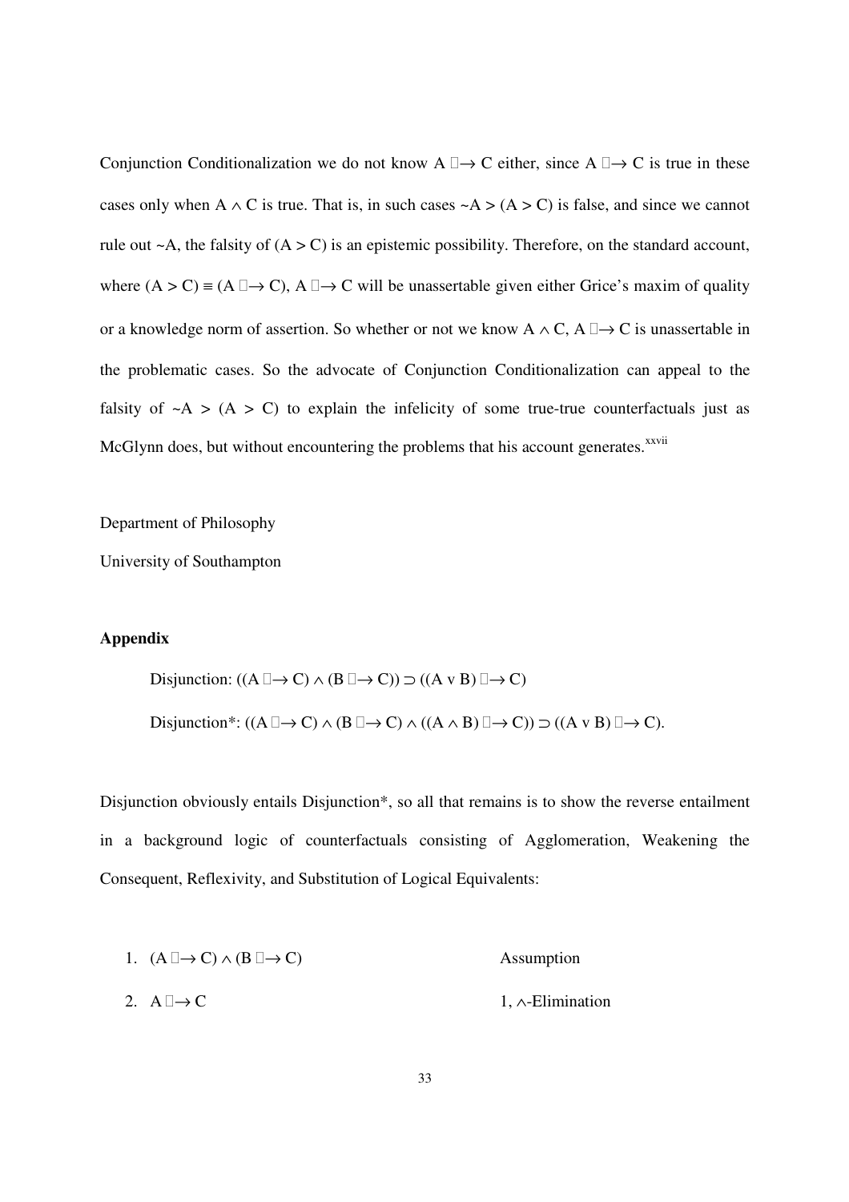Conjunction Conditionalization we do not know $A \Box\!\!\rightarrow C$ either, since $A \Box\!\!\rightarrow C$ is true in these cases only when $A \wedge C$ is true. That is, in such cases $\sim A > (A > C)$ is false, and since we cannot rule out $\sim A$, the falsity of $(A > C)$ is an epistemic possibility. Therefore, on the standard account, where $(A > C) \equiv (A \Box\!\!\rightarrow C)$, $A \Box\!\!\rightarrow C$ will be unassertable given either Grice's maxim of quality or a knowledge norm of assertion. So whether or not we know $A \wedge C$, $A \Box\!\!\rightarrow C$ is unassertable in the problematic cases. So the advocate of Conjunction Conditionalization can appeal to the falsity of $\sim A > (A > C)$ to explain the infelicity of some true-true counterfactuals just as McGlynn does, but without encountering the problems that his account generates.[xxvii]

Department of Philosophy

University of Southampton

**Appendix**

Disjunction: $((A \Box\!\!\rightarrow C) \wedge (B \Box\!\!\rightarrow C)) \supset ((A \vee B) \Box\!\!\rightarrow C)$

Disjunction*: $((A \Box\!\!\rightarrow C) \wedge (B \Box\!\!\rightarrow C) \wedge ((A \wedge B) \Box\!\!\rightarrow C)) \supset ((A \vee B) \Box\!\!\rightarrow C)$.

Disjunction obviously entails Disjunction*, so all that remains is to show the reverse entailment in a background logic of counterfactuals consisting of Agglomeration, Weakening the Consequent, Reflexivity, and Substitution of Logical Equivalents:

1. $(A \Box\!\!\rightarrow C) \wedge (B \Box\!\!\rightarrow C)$ — Assumption
2. $A \Box\!\!\rightarrow C$ — 1, $\wedge$-Elimination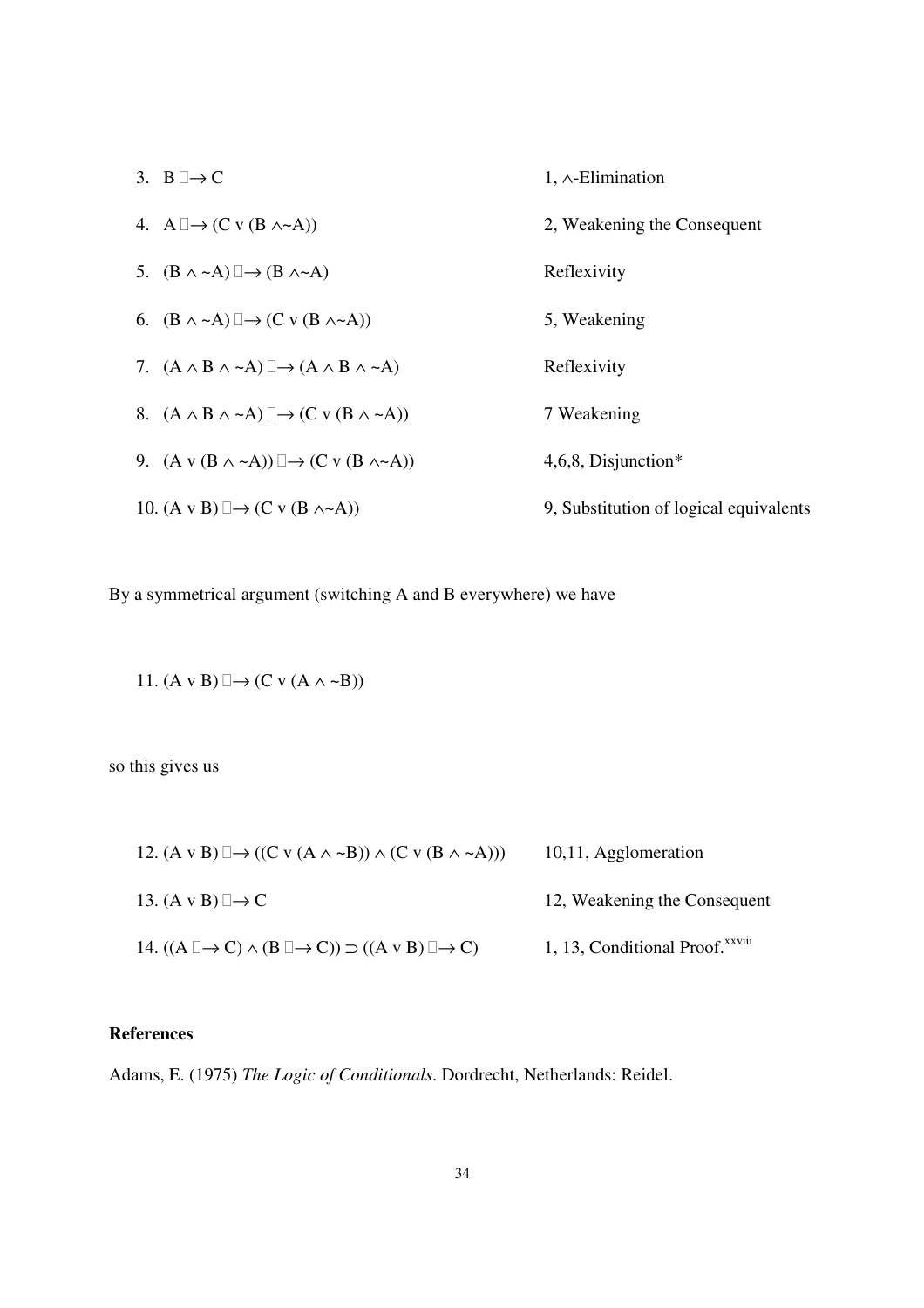3. $B \square\!\!\rightarrow C$ &emsp; 1, $\wedge$-Elimination

4. $A \square\!\!\rightarrow (C \vee (B \wedge \sim A))$ &emsp; 2, Weakening the Consequent

5. $(B \wedge \sim A) \square\!\!\rightarrow (B \wedge \sim A)$ &emsp; Reflexivity

6. $(B \wedge \sim A) \square\!\!\rightarrow (C \vee (B \wedge \sim A))$ &emsp; 5, Weakening

7. $(A \wedge B \wedge \sim A) \square\!\!\rightarrow (A \wedge B \wedge \sim A)$ &emsp; Reflexivity

8. $(A \wedge B \wedge \sim A) \square\!\!\rightarrow (C \vee (B \wedge \sim A))$ &emsp; 7 Weakening

9. $(A \vee (B \wedge \sim A)) \square\!\!\rightarrow (C \vee (B \wedge \sim A))$ &emsp; 4,6,8, Disjunction*

10. $(A \vee B) \square\!\!\rightarrow (C \vee (B \wedge \sim A))$ &emsp; 9, Substitution of logical equivalents

By a symmetrical argument (switching A and B everywhere) we have

11. $(A \vee B) \square\!\!\rightarrow (C \vee (A \wedge \sim B))$

so this gives us

12. $(A \vee B) \square\!\!\rightarrow ((C \vee (A \wedge \sim B)) \wedge (C \vee (B \wedge \sim A)))$ &emsp; 10,11, Agglomeration

13. $(A \vee B) \square\!\!\rightarrow C$ &emsp; 12, Weakening the Consequent

14. $((A \square\!\!\rightarrow C) \wedge (B \square\!\!\rightarrow C)) \supset ((A \vee B) \square\!\!\rightarrow C)$ &emsp; 1, 13, Conditional Proof.[xxviii]

## References

Adams, E. (1975) *The Logic of Conditionals*. Dordrecht, Netherlands: Reidel.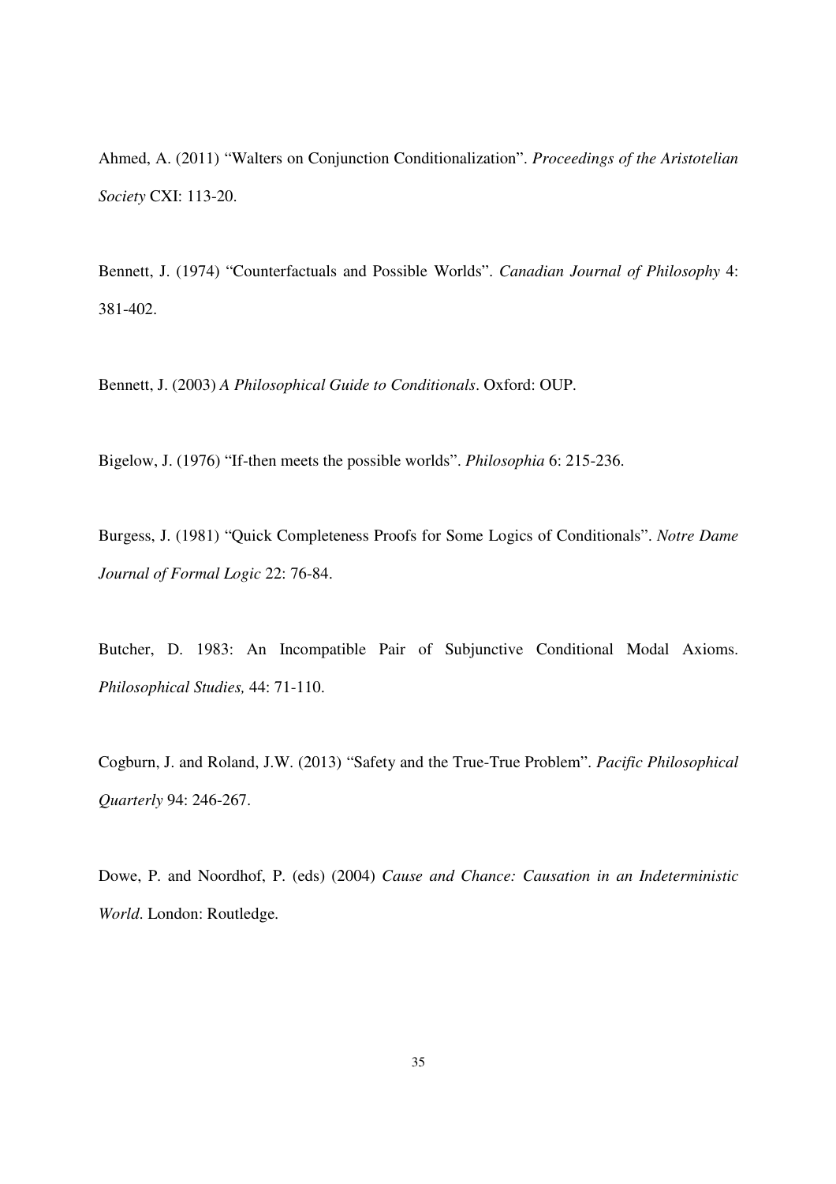Ahmed, A. (2011) "Walters on Conjunction Conditionalization". *Proceedings of the Aristotelian Society* CXI: 113-20.

Bennett, J. (1974) "Counterfactuals and Possible Worlds". *Canadian Journal of Philosophy* 4: 381-402.

Bennett, J. (2003) *A Philosophical Guide to Conditionals*. Oxford: OUP.

Bigelow, J. (1976) "If-then meets the possible worlds". *Philosophia* 6: 215-236.

Burgess, J. (1981) "Quick Completeness Proofs for Some Logics of Conditionals". *Notre Dame Journal of Formal Logic* 22: 76-84.

Butcher, D. 1983: An Incompatible Pair of Subjunctive Conditional Modal Axioms. *Philosophical Studies,* 44: 71-110.

Cogburn, J. and Roland, J.W. (2013) "Safety and the True-True Problem". *Pacific Philosophical Quarterly* 94: 246-267.

Dowe, P. and Noordhof, P. (eds) (2004) *Cause and Chance: Causation in an Indeterministic World*. London: Routledge.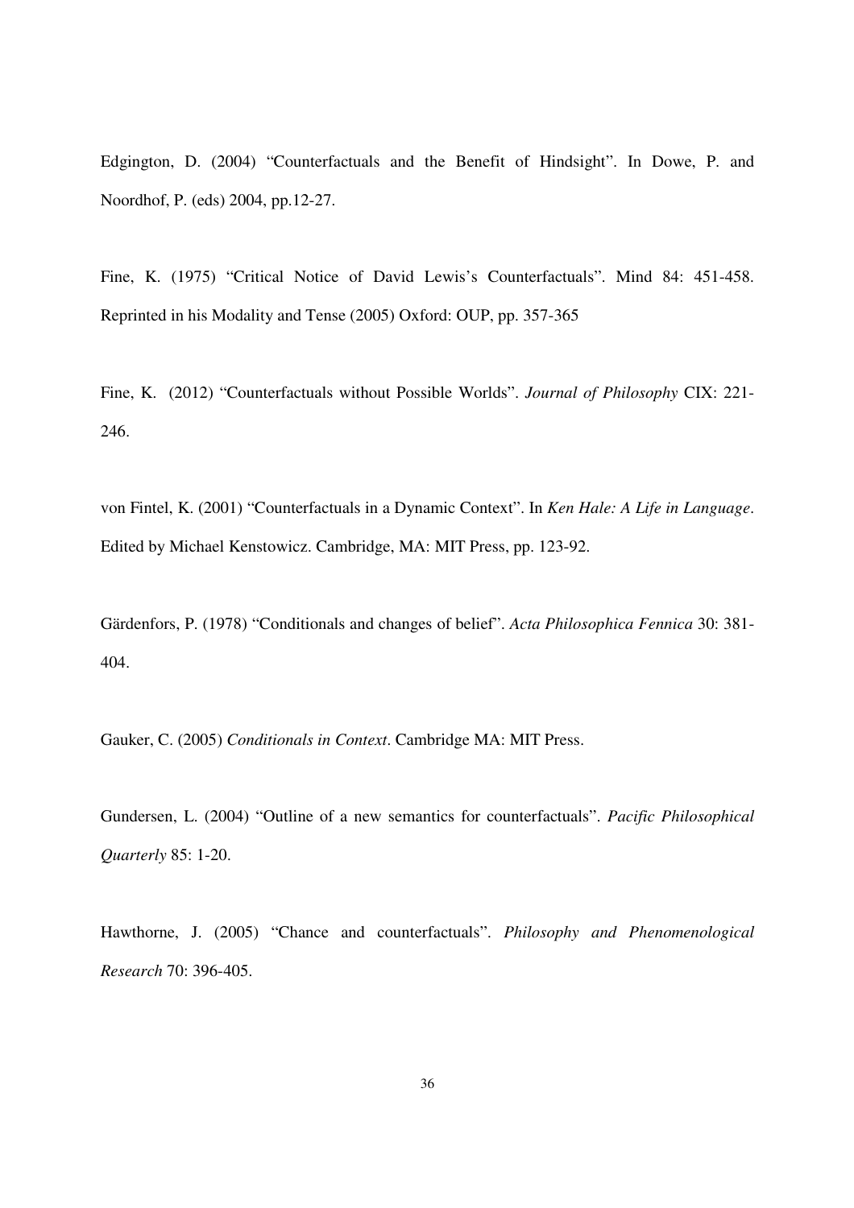Edgington, D. (2004) "Counterfactuals and the Benefit of Hindsight". In Dowe, P. and Noordhof, P. (eds) 2004, pp.12-27.

Fine, K. (1975) "Critical Notice of David Lewis's Counterfactuals". Mind 84: 451-458. Reprinted in his Modality and Tense (2005) Oxford: OUP, pp. 357-365

Fine, K. (2012) "Counterfactuals without Possible Worlds". *Journal of Philosophy* CIX: 221-246.

von Fintel, K. (2001) "Counterfactuals in a Dynamic Context". In *Ken Hale: A Life in Language*. Edited by Michael Kenstowicz. Cambridge, MA: MIT Press, pp. 123-92.

Gärdenfors, P. (1978) "Conditionals and changes of belief". *Acta Philosophica Fennica* 30: 381-404.

Gauker, C. (2005) *Conditionals in Context*. Cambridge MA: MIT Press.

Gundersen, L. (2004) "Outline of a new semantics for counterfactuals". *Pacific Philosophical Quarterly* 85: 1-20.

Hawthorne, J. (2005) "Chance and counterfactuals". *Philosophy and Phenomenological Research* 70: 396-405.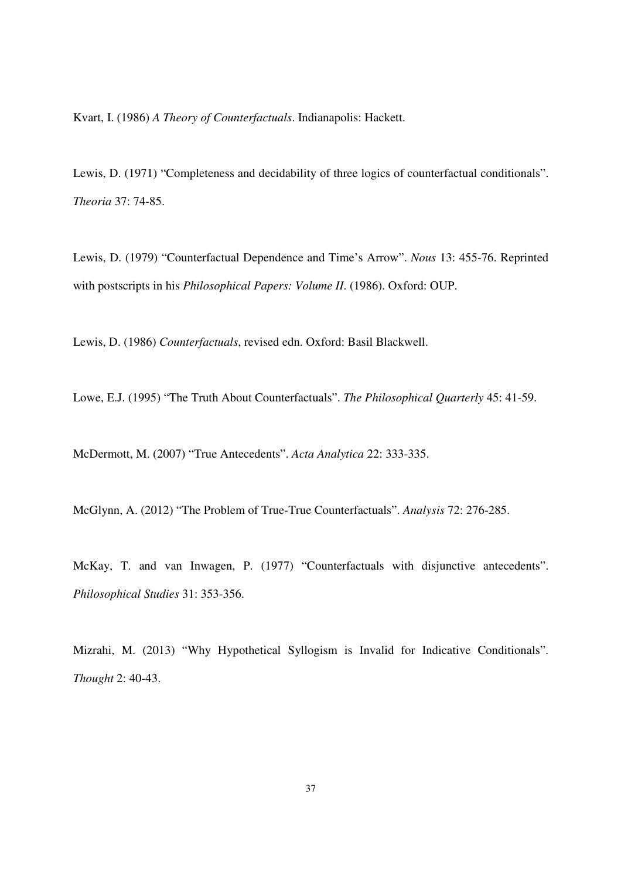Kvart, I. (1986) *A Theory of Counterfactuals*. Indianapolis: Hackett.

Lewis, D. (1971) "Completeness and decidability of three logics of counterfactual conditionals". *Theoria* 37: 74-85.

Lewis, D. (1979) "Counterfactual Dependence and Time's Arrow". *Nous* 13: 455-76. Reprinted with postscripts in his *Philosophical Papers: Volume II*. (1986). Oxford: OUP.

Lewis, D. (1986) *Counterfactuals*, revised edn. Oxford: Basil Blackwell.

Lowe, E.J. (1995) "The Truth About Counterfactuals". *The Philosophical Quarterly* 45: 41-59.

McDermott, M. (2007) "True Antecedents". *Acta Analytica* 22: 333-335.

McGlynn, A. (2012) "The Problem of True-True Counterfactuals". *Analysis* 72: 276-285.

McKay, T. and van Inwagen, P. (1977) "Counterfactuals with disjunctive antecedents". *Philosophical Studies* 31: 353-356.

Mizrahi, M. (2013) "Why Hypothetical Syllogism is Invalid for Indicative Conditionals". *Thought* 2: 40-43.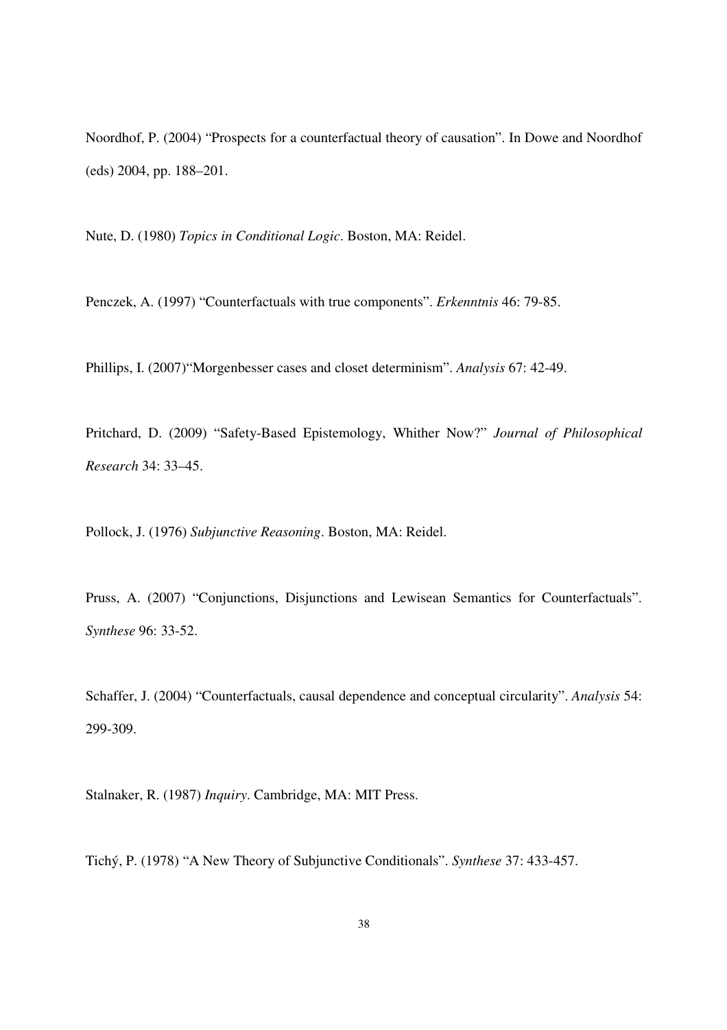Noordhof, P. (2004) "Prospects for a counterfactual theory of causation". In Dowe and Noordhof (eds) 2004, pp. 188–201.

Nute, D. (1980) *Topics in Conditional Logic*. Boston, MA: Reidel.

Penczek, A. (1997) "Counterfactuals with true components". *Erkenntnis* 46: 79-85.

Phillips, I. (2007)"Morgenbesser cases and closet determinism". *Analysis* 67: 42-49.

Pritchard, D. (2009) "Safety-Based Epistemology, Whither Now?" *Journal of Philosophical Research* 34: 33–45.

Pollock, J. (1976) *Subjunctive Reasoning*. Boston, MA: Reidel.

Pruss, A. (2007) "Conjunctions, Disjunctions and Lewisean Semantics for Counterfactuals". *Synthese* 96: 33-52.

Schaffer, J. (2004) "Counterfactuals, causal dependence and conceptual circularity". *Analysis* 54: 299-309.

Stalnaker, R. (1987) *Inquiry*. Cambridge, MA: MIT Press.

Tichý, P. (1978) "A New Theory of Subjunctive Conditionals". *Synthese* 37: 433-457.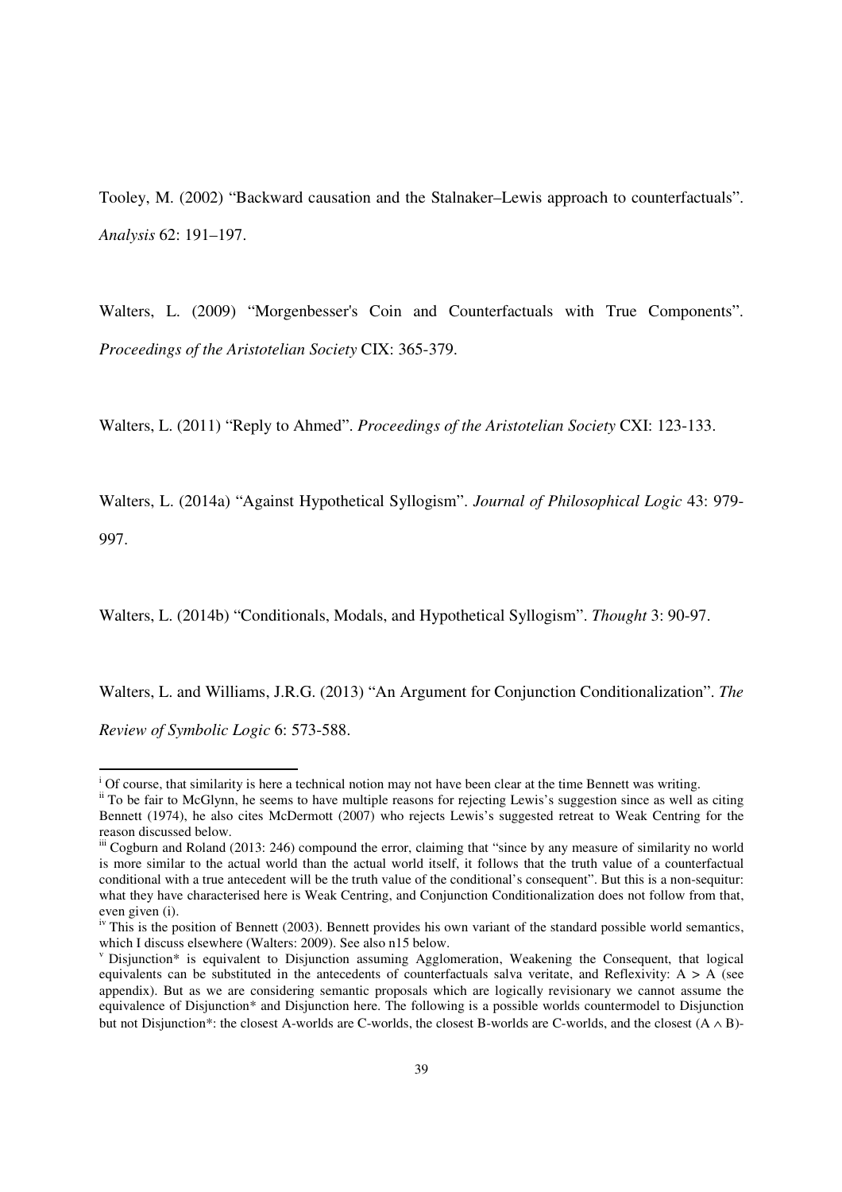Tooley, M. (2002) “Backward causation and the Stalnaker–Lewis approach to counterfactuals”. *Analysis* 62: 191–197.

Walters, L. (2009) “Morgenbesser's Coin and Counterfactuals with True Components”. *Proceedings of the Aristotelian Society* CIX: 365-379.

Walters, L. (2011) “Reply to Ahmed”. *Proceedings of the Aristotelian Society* CXI: 123-133.

Walters, L. (2014a) “Against Hypothetical Syllogism”. *Journal of Philosophical Logic* 43: 979-997.

Walters, L. (2014b) “Conditionals, Modals, and Hypothetical Syllogism”. *Thought* 3: 90-97.

Walters, L. and Williams, J.R.G. (2013) “An Argument for Conjunction Conditionalization”. *The Review of Symbolic Logic* 6: 573-588.

---

[i] Of course, that similarity is here a technical notion may not have been clear at the time Bennett was writing.

[ii] To be fair to McGlynn, he seems to have multiple reasons for rejecting Lewis's suggestion since as well as citing Bennett (1974), he also cites McDermott (2007) who rejects Lewis's suggested retreat to Weak Centring for the reason discussed below.

[iii] Cogburn and Roland (2013: 246) compound the error, claiming that “since by any measure of similarity no world is more similar to the actual world than the actual world itself, it follows that the truth value of a counterfactual conditional with a true antecedent will be the truth value of the conditional's consequent”. But this is a non-sequitur: what they have characterised here is Weak Centring, and Conjunction Conditionalization does not follow from that, even given (i).

[iv] This is the position of Bennett (2003). Bennett provides his own variant of the standard possible world semantics, which I discuss elsewhere (Walters: 2009). See also n15 below.

[v] Disjunction* is equivalent to Disjunction assuming Agglomeration, Weakening the Consequent, that logical equivalents can be substituted in the antecedents of counterfactuals salva veritate, and Reflexivity: $A > A$ (see appendix). But as we are considering semantic proposals which are logically revisionary we cannot assume the equivalence of Disjunction* and Disjunction here. The following is a possible worlds countermodel to Disjunction but not Disjunction*: the closest A-worlds are C-worlds, the closest B-worlds are C-worlds, and the closest $(A \wedge B)$-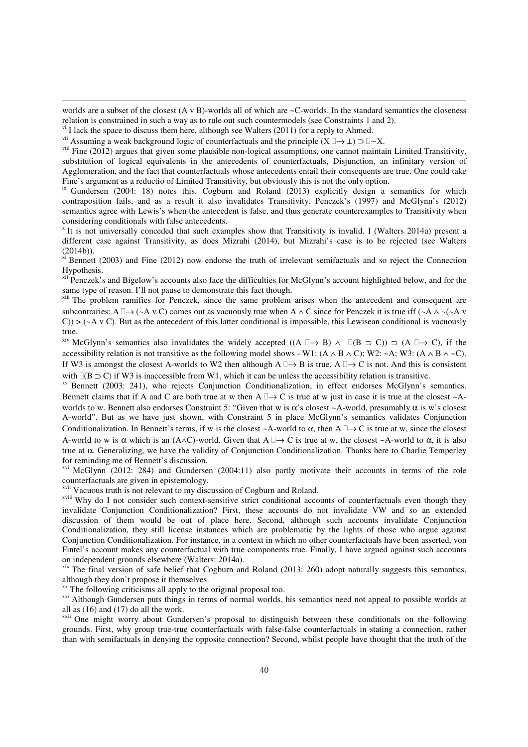worlds are a subset of the closest (A v B)-worlds all of which are ~C-worlds. In the standard semantics the closeness relation is constrained in such a way as to rule out such countermodels (see Constraints 1 and 2).

[vi] I lack the space to discuss them here, although see Walters (2011) for a reply to Ahmed.

[vii] Assuming a weak background logic of counterfactuals and the principle $(X \Box\!\!\rightarrow \bot) \supset \Box{\sim}X$.

[viii] Fine (2012) argues that given some plausible non-logical assumptions, one cannot maintain Limited Transitivity, substitution of logical equivalents in the antecedents of counterfactuals, Disjunction, an infinitary version of Agglomeration, and the fact that counterfactuals whose antecedents entail their consequents are true. One could take Fine's argument as a reductio of Limited Transitivity, but obviously this is not the only option.

[ix] Gundersen (2004: 18) notes this. Cogburn and Roland (2013) explicitly design a semantics for which contraposition fails, and as a result it also invalidates Transitivity. Penczek's (1997) and McGlynn's (2012) semantics agree with Lewis's when the antecedent is false, and thus generate counterexamples to Transitivity when considering conditionals with false antecedents.

[x] It is not universally conceded that such examples show that Transitivity is invalid. I (Walters 2014a) present a different case against Transitivity, as does Mizrahi (2014), but Mizrahi's case is to be rejected (see Walters (2014b)).

[xi] Bennett (2003) and Fine (2012) now endorse the truth of irrelevant semifactuals and so reject the Connection Hypothesis.

[xii] Penczek's and Bigelow's accounts also face the difficulties for McGlynn's account highlighted below, and for the same type of reason. I'll not pause to demonstrate this fact though.

[xiii] The problem ramifies for Penczek, since the same problem arises when the antecedent and consequent are subcontraries: $A \Box\!\!\rightarrow ({\sim}A \vee C)$ comes out as vacuously true when $A \wedge C$ since for Penczek it is true iff $({\sim}A \wedge {\sim}({\sim}A \vee C)) > ({\sim}A \vee C)$. But as the antecedent of this latter conditional is impossible, this Lewisean conditional is vacuously true.

[xiv] McGlynn's semantics also invalidates the widely accepted $((A \Box\!\!\rightarrow B) \wedge \Box(B \supset C)) \supset (A \Box\!\!\rightarrow C)$, if the accessibility relation is not transitive as the following model shows - W1: $(A \wedge B \wedge C)$; W2: ${\sim}A$; W3: $(A \wedge B \wedge {\sim}C)$. If W3 is amongst the closest A-worlds to W2 then although $A \Box\!\!\rightarrow B$ is true, $A \Box\!\!\rightarrow C$ is not. And this is consistent with $\Box(B \supset C)$ if W3 is inaccessible from W1, which it can be unless the accessibility relation is transitive.

[xv] Bennett (2003: 241), who rejects Conjunction Conditionalization, in effect endorses McGlynn's semantics. Bennett claims that if A and C are both true at w then $A \Box\!\!\rightarrow C$ is true at w just in case it is true at the closest ~A-worlds to w. Bennett also endorses Constraint 5: "Given that w is $\alpha$'s closest ~A-world, presumably $\alpha$ is w's closest A-world". But as we have just shown, with Constraint 5 in place McGlynn's semantics validates Conjunction Conditionalization. In Bennett's terms, if w is the closest ~A-world to $\alpha$, then $A \Box\!\!\rightarrow C$ is true at w, since the closest A-world to w is $\alpha$ which is an $(A \wedge C)$-world. Given that $A \Box\!\!\rightarrow C$ is true at w, the closest ~A-world to $\alpha$, it is also true at $\alpha$. Generalizing, we have the validity of Conjunction Conditionalization. Thanks here to Charlie Temperley for reminding me of Bennett's discussion.

[xvi] McGlynn (2012: 284) and Gundersen (2004:11) also partly motivate their accounts in terms of the role counterfactuals are given in epistemology.

[xvii] Vacuous truth is not relevant to my discussion of Cogburn and Roland.

[xviii] Why do I not consider such context-sensitive strict conditional accounts of counterfactuals even though they invalidate Conjunction Conditionalization? First, these accounts do not invalidate VW and so an extended discussion of them would be out of place here. Second, although such accounts invalidate Conjunction Conditionalization, they still license instances which are problematic by the lights of those who argue against Conjunction Conditionalization. For instance, in a context in which no other counterfactuals have been asserted, von Fintel's account makes any counterfactual with true components true. Finally, I have argued against such accounts on independent grounds elsewhere (Walters: 2014a).

[xix] The final version of safe belief that Cogburn and Roland (2013: 260) adopt naturally suggests this semantics, although they don't propose it themselves.

[xx] The following criticisms all apply to the original proposal too.

[xxi] Although Gundersen puts things in terms of normal worlds, his semantics need not appeal to possible worlds at all as (16) and (17) do all the work.

[xxii] One might worry about Gundersen's proposal to distinguish between these conditionals on the following grounds. First, why group true-true counterfactuals with false-false counterfactuals in stating a connection, rather than with semifactuals in denying the opposite connection? Second, whilst people have thought that the truth of the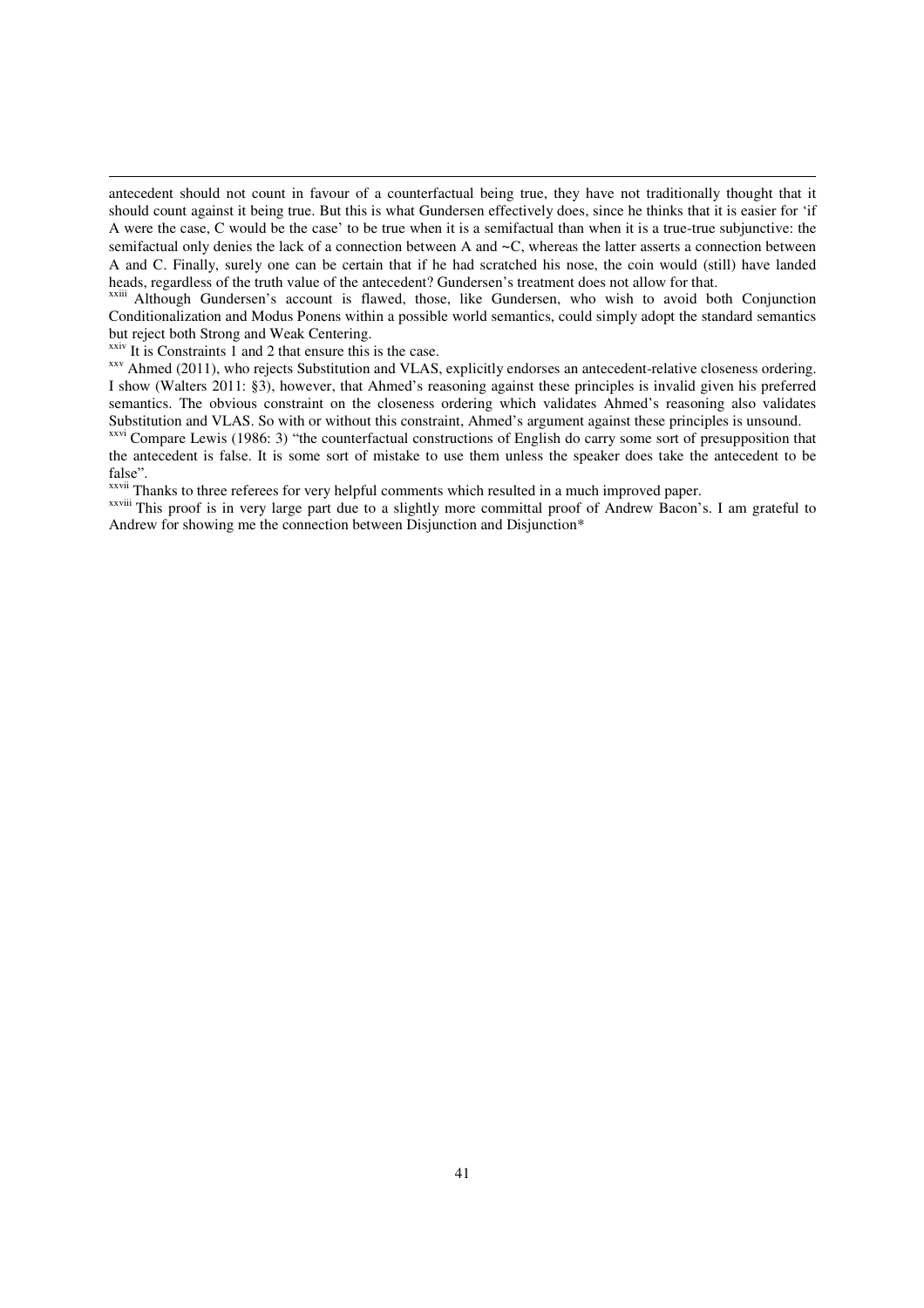antecedent should not count in favour of a counterfactual being true, they have not traditionally thought that it should count against it being true. But this is what Gundersen effectively does, since he thinks that it is easier for 'if A were the case, C would be the case' to be true when it is a semifactual than when it is a true-true subjunctive: the semifactual only denies the lack of a connection between A and ~C, whereas the latter asserts a connection between A and C. Finally, surely one can be certain that if he had scratched his nose, the coin would (still) have landed heads, regardless of the truth value of the antecedent? Gundersen's treatment does not allow for that.

[xxiii] Although Gundersen's account is flawed, those, like Gundersen, who wish to avoid both Conjunction Conditionalization and Modus Ponens within a possible world semantics, could simply adopt the standard semantics but reject both Strong and Weak Centering.

[xxiv] It is Constraints 1 and 2 that ensure this is the case.

[xxv] Ahmed (2011), who rejects Substitution and VLAS, explicitly endorses an antecedent-relative closeness ordering. I show (Walters 2011: §3), however, that Ahmed's reasoning against these principles is invalid given his preferred semantics. The obvious constraint on the closeness ordering which validates Ahmed's reasoning also validates Substitution and VLAS. So with or without this constraint, Ahmed's argument against these principles is unsound.

[xxvi] Compare Lewis (1986: 3) "the counterfactual constructions of English do carry some sort of presupposition that the antecedent is false. It is some sort of mistake to use them unless the speaker does take the antecedent to be false".

[xxvii] Thanks to three referees for very helpful comments which resulted in a much improved paper.

[xxviii] This proof is in very large part due to a slightly more committal proof of Andrew Bacon's. I am grateful to Andrew for showing me the connection between Disjunction and Disjunction*